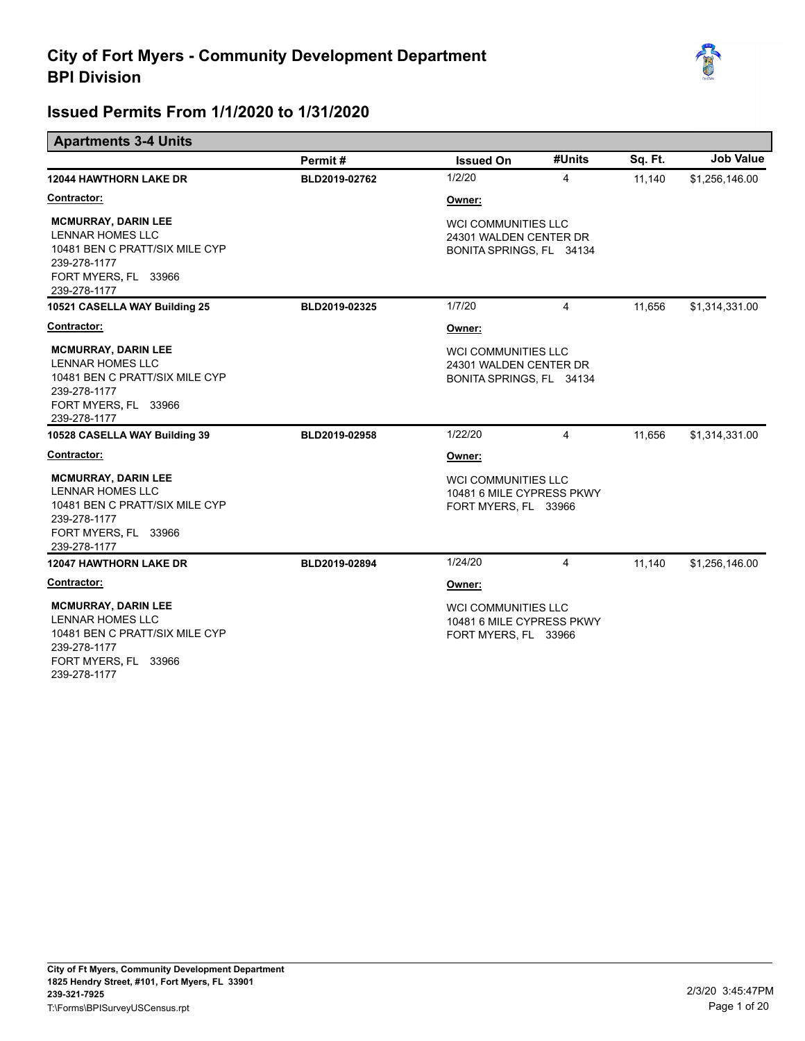# City of Fort Myers - Community Development Department
# BPI Division

## Issued Permits From 1/1/2020 to 1/31/2020

### Apartments 3-4 Units

| | Permit # | Issued On | #Units | Sq. Ft. | Job Value |
|---|---|---|---|---|---|
| **12044 HAWTHORN LAKE DR** | **BLD2019-02762** | 1/2/20 | 4 | 11,140 | $1,256,146.00 |
| **10521 CASELLA WAY Building 25** | **BLD2019-02325** | 1/7/20 | 4 | 11,656 | $1,314,331.00 |
| **10528 CASELLA WAY Building 39** | **BLD2019-02958** | 1/22/20 | 4 | 11,656 | $1,314,331.00 |
| **12047 HAWTHORN LAKE DR** | **BLD2019-02894** | 1/24/20 | 4 | 11,140 | $1,256,146.00 |

**12044 HAWTHORN LAKE DR** — BLD2019-02762

**Contractor:**
**MCMURRAY, DARIN LEE**
LENNAR HOMES LLC
10481 BEN C PRATT/SIX MILE CYP
239-278-1177
FORT MYERS, FL 33966
239-278-1177

**Owner:**
WCI COMMUNITIES LLC
24301 WALDEN CENTER DR
BONITA SPRINGS, FL 34134

**10521 CASELLA WAY Building 25** — BLD2019-02325

**Contractor:**
**MCMURRAY, DARIN LEE**
LENNAR HOMES LLC
10481 BEN C PRATT/SIX MILE CYP
239-278-1177
FORT MYERS, FL 33966
239-278-1177

**Owner:**
WCI COMMUNITIES LLC
24301 WALDEN CENTER DR
BONITA SPRINGS, FL 34134

**10528 CASELLA WAY Building 39** — BLD2019-02958

**Contractor:**
**MCMURRAY, DARIN LEE**
LENNAR HOMES LLC
10481 BEN C PRATT/SIX MILE CYP
239-278-1177
FORT MYERS, FL 33966
239-278-1177

**Owner:**
WCI COMMUNITIES LLC
10481 6 MILE CYPRESS PKWY
FORT MYERS, FL 33966

**12047 HAWTHORN LAKE DR** — BLD2019-02894

**Contractor:**
**MCMURRAY, DARIN LEE**
LENNAR HOMES LLC
10481 BEN C PRATT/SIX MILE CYP
239-278-1177
FORT MYERS, FL 33966
239-278-1177

**Owner:**
WCI COMMUNITIES LLC
10481 6 MILE CYPRESS PKWY
FORT MYERS, FL 33966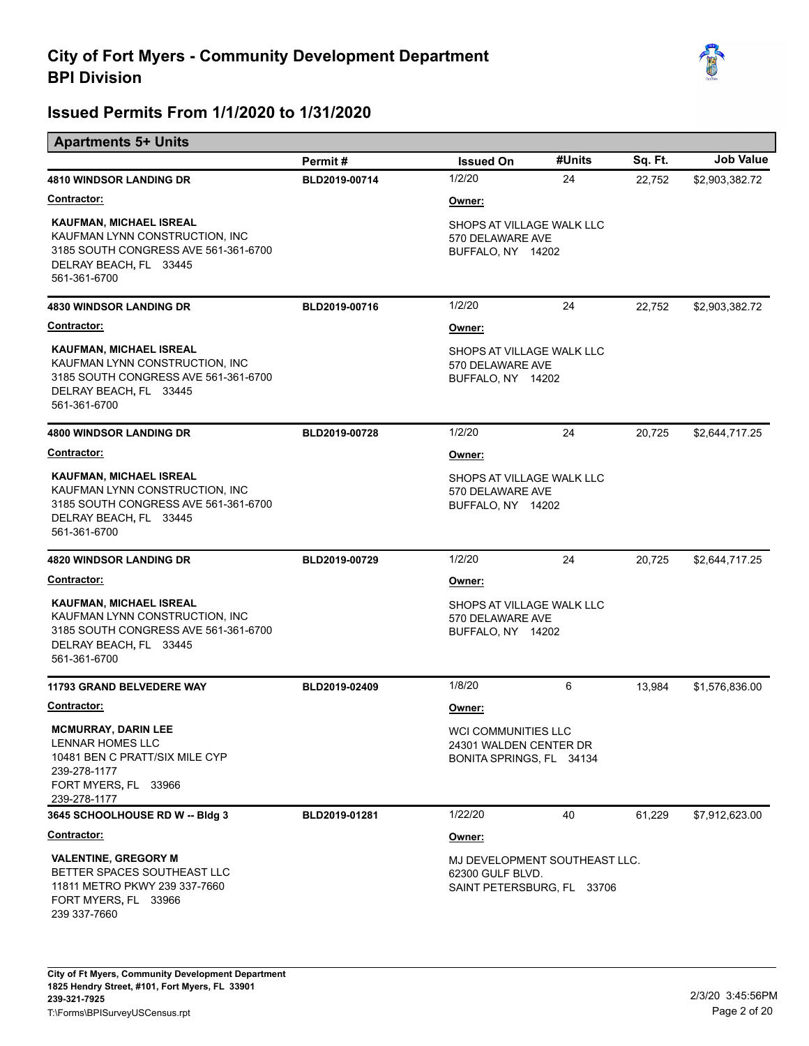# City of Fort Myers - Community Development Department
## BPI Division

## Issued Permits From 1/1/2020 to 1/31/2020

### Apartments 5+ Units

| | Permit # | Issued On | #Units | Sq. Ft. | Job Value |
|---|---|---|---|---|---|
| **4810 WINDSOR LANDING DR** | BLD2019-00714 | 1/2/20 | 24 | 22,752 | $2,903,382.72 |
| **4830 WINDSOR LANDING DR** | BLD2019-00716 | 1/2/20 | 24 | 22,752 | $2,903,382.72 |
| **4800 WINDSOR LANDING DR** | BLD2019-00728 | 1/2/20 | 24 | 20,725 | $2,644,717.25 |
| **4820 WINDSOR LANDING DR** | BLD2019-00729 | 1/2/20 | 24 | 20,725 | $2,644,717.25 |
| **11793 GRAND BELVEDERE WAY** | BLD2019-02409 | 1/8/20 | 6 | 13,984 | $1,576,836.00 |
| **3645 SCHOOLHOUSE RD W -- Bldg 3** | BLD2019-01281 | 1/22/20 | 40 | 61,229 | $7,912,623.00 |

**4810 WINDSOR LANDING DR** (BLD2019-00714)

**Contractor:**
**KAUFMAN, MICHAEL ISREAL**
KAUFMAN LYNN CONSTRUCTION, INC
3185 SOUTH CONGRESS AVE 561-361-6700
DELRAY BEACH, FL 33445
561-361-6700

**Owner:**
SHOPS AT VILLAGE WALK LLC
570 DELAWARE AVE
BUFFALO, NY 14202

**4830 WINDSOR LANDING DR** (BLD2019-00716)

**Contractor:**
**KAUFMAN, MICHAEL ISREAL**
KAUFMAN LYNN CONSTRUCTION, INC
3185 SOUTH CONGRESS AVE 561-361-6700
DELRAY BEACH, FL 33445
561-361-6700

**Owner:**
SHOPS AT VILLAGE WALK LLC
570 DELAWARE AVE
BUFFALO, NY 14202

**4800 WINDSOR LANDING DR** (BLD2019-00728)

**Contractor:**
**KAUFMAN, MICHAEL ISREAL**
KAUFMAN LYNN CONSTRUCTION, INC
3185 SOUTH CONGRESS AVE 561-361-6700
DELRAY BEACH, FL 33445
561-361-6700

**Owner:**
SHOPS AT VILLAGE WALK LLC
570 DELAWARE AVE
BUFFALO, NY 14202

**4820 WINDSOR LANDING DR** (BLD2019-00729)

**Contractor:**
**KAUFMAN, MICHAEL ISREAL**
KAUFMAN LYNN CONSTRUCTION, INC
3185 SOUTH CONGRESS AVE 561-361-6700
DELRAY BEACH, FL 33445
561-361-6700

**Owner:**
SHOPS AT VILLAGE WALK LLC
570 DELAWARE AVE
BUFFALO, NY 14202

**11793 GRAND BELVEDERE WAY** (BLD2019-02409)

**Contractor:**
**MCMURRAY, DARIN LEE**
LENNAR HOMES LLC
10481 BEN C PRATT/SIX MILE CYP
239-278-1177
FORT MYERS, FL 33966
239-278-1177

**Owner:**
WCI COMMUNITIES LLC
24301 WALDEN CENTER DR
BONITA SPRINGS, FL 34134

**3645 SCHOOLHOUSE RD W -- Bldg 3** (BLD2019-01281)

**Contractor:**
**VALENTINE, GREGORY M**
BETTER SPACES SOUTHEAST LLC
11811 METRO PKWY 239 337-7660
FORT MYERS, FL 33966
239 337-7660

**Owner:**
MJ DEVELOPMENT SOUTHEAST LLC.
62300 GULF BLVD.
SAINT PETERSBURG, FL 33706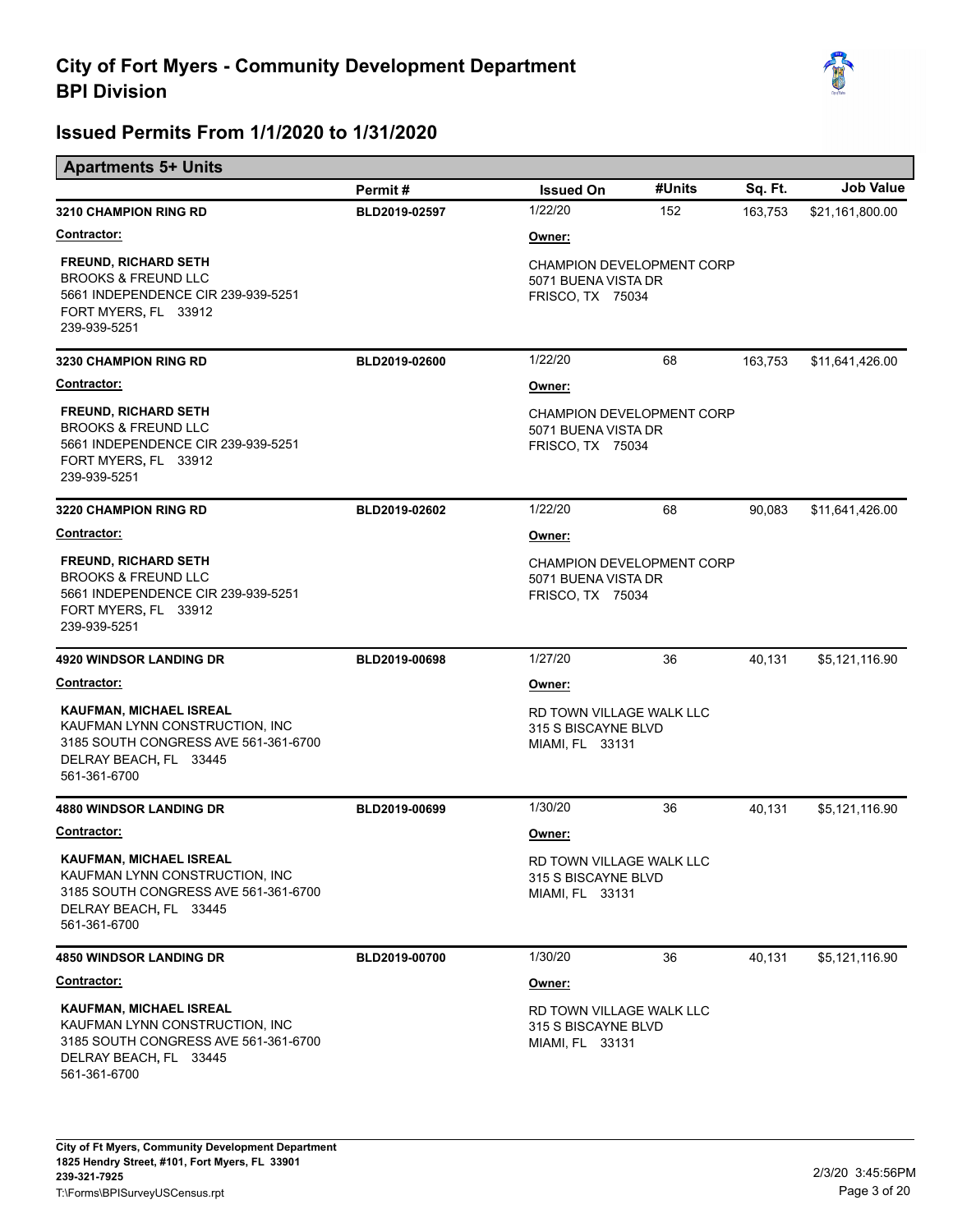# City of Fort Myers - Community Development Department
## BPI Division

## Issued Permits From 1/1/2020 to 1/31/2020

### Apartments 5+ Units

| | Permit # | Issued On | #Units | Sq. Ft. | Job Value |
|---|---|---|---|---|---|
| **3210 CHAMPION RING RD** | BLD2019-02597 | 1/22/20 | 152 | 163,753 | $21,161,800.00 |

**Contractor:**
**FREUND, RICHARD SETH**
BROOKS & FREUND LLC
5661 INDEPENDENCE CIR 239-939-5251
FORT MYERS, FL 33912
239-939-5251

**Owner:**
CHAMPION DEVELOPMENT CORP
5071 BUENA VISTA DR
FRISCO, TX 75034

| | Permit # | Issued On | #Units | Sq. Ft. | Job Value |
|---|---|---|---|---|---|
| **3230 CHAMPION RING RD** | BLD2019-02600 | 1/22/20 | 68 | 163,753 | $11,641,426.00 |

**Contractor:**
**FREUND, RICHARD SETH**
BROOKS & FREUND LLC
5661 INDEPENDENCE CIR 239-939-5251
FORT MYERS, FL 33912
239-939-5251

**Owner:**
CHAMPION DEVELOPMENT CORP
5071 BUENA VISTA DR
FRISCO, TX 75034

| | Permit # | Issued On | #Units | Sq. Ft. | Job Value |
|---|---|---|---|---|---|
| **3220 CHAMPION RING RD** | BLD2019-02602 | 1/22/20 | 68 | 90,083 | $11,641,426.00 |

**Contractor:**
**FREUND, RICHARD SETH**
BROOKS & FREUND LLC
5661 INDEPENDENCE CIR 239-939-5251
FORT MYERS, FL 33912
239-939-5251

**Owner:**
CHAMPION DEVELOPMENT CORP
5071 BUENA VISTA DR
FRISCO, TX 75034

| | Permit # | Issued On | #Units | Sq. Ft. | Job Value |
|---|---|---|---|---|---|
| **4920 WINDSOR LANDING DR** | BLD2019-00698 | 1/27/20 | 36 | 40,131 | $5,121,116.90 |

**Contractor:**
**KAUFMAN, MICHAEL ISREAL**
KAUFMAN LYNN CONSTRUCTION, INC
3185 SOUTH CONGRESS AVE 561-361-6700
DELRAY BEACH, FL 33445
561-361-6700

**Owner:**
RD TOWN VILLAGE WALK LLC
315 S BISCAYNE BLVD
MIAMI, FL 33131

| | Permit # | Issued On | #Units | Sq. Ft. | Job Value |
|---|---|---|---|---|---|
| **4880 WINDSOR LANDING DR** | BLD2019-00699 | 1/30/20 | 36 | 40,131 | $5,121,116.90 |

**Contractor:**
**KAUFMAN, MICHAEL ISREAL**
KAUFMAN LYNN CONSTRUCTION, INC
3185 SOUTH CONGRESS AVE 561-361-6700
DELRAY BEACH, FL 33445
561-361-6700

**Owner:**
RD TOWN VILLAGE WALK LLC
315 S BISCAYNE BLVD
MIAMI, FL 33131

| | Permit # | Issued On | #Units | Sq. Ft. | Job Value |
|---|---|---|---|---|---|
| **4850 WINDSOR LANDING DR** | BLD2019-00700 | 1/30/20 | 36 | 40,131 | $5,121,116.90 |

**Contractor:**
**KAUFMAN, MICHAEL ISREAL**
KAUFMAN LYNN CONSTRUCTION, INC
3185 SOUTH CONGRESS AVE 561-361-6700
DELRAY BEACH, FL 33445
561-361-6700

**Owner:**
RD TOWN VILLAGE WALK LLC
315 S BISCAYNE BLVD
MIAMI, FL 33131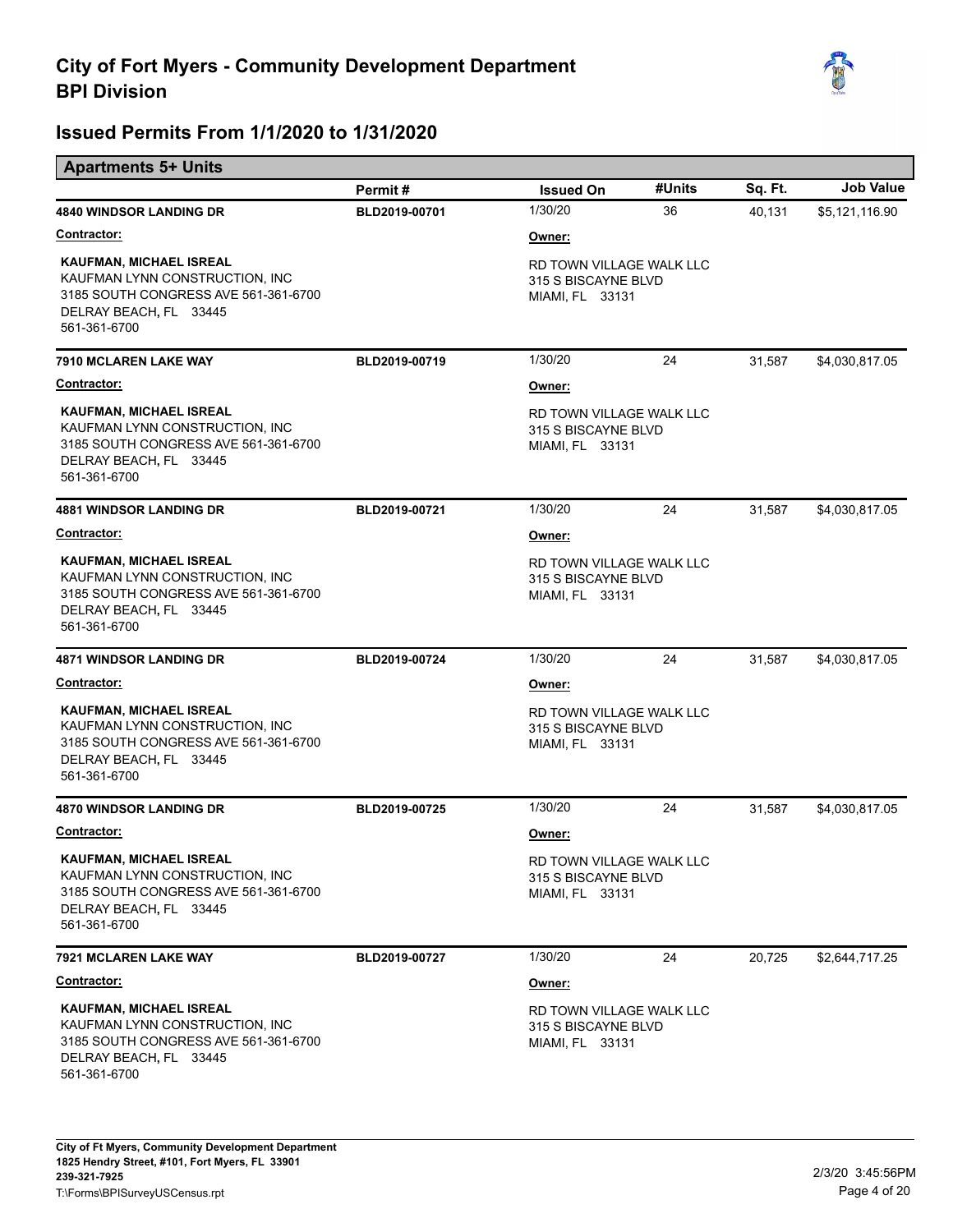# City of Fort Myers - Community Development Department
# BPI Division

## Issued Permits From 1/1/2020 to 1/31/2020

### Apartments 5+ Units

| | Permit # | Issued On | #Units | Sq. Ft. | Job Value |
|---|---|---|---|---|---|
| **4840 WINDSOR LANDING DR** | BLD2019-00701 | 1/30/20 | 36 | 40,131 | $5,121,116.90 |
| **Contractor:** | | **Owner:** | | | |
| **KAUFMAN, MICHAEL ISREAL**<br>KAUFMAN LYNN CONSTRUCTION, INC<br>3185 SOUTH CONGRESS AVE 561-361-6700<br>DELRAY BEACH, FL 33445<br>561-361-6700 | | RD TOWN VILLAGE WALK LLC<br>315 S BISCAYNE BLVD<br>MIAMI, FL 33131 | | | |
| **7910 MCLAREN LAKE WAY** | BLD2019-00719 | 1/30/20 | 24 | 31,587 | $4,030,817.05 |
| **Contractor:** | | **Owner:** | | | |
| **KAUFMAN, MICHAEL ISREAL**<br>KAUFMAN LYNN CONSTRUCTION, INC<br>3185 SOUTH CONGRESS AVE 561-361-6700<br>DELRAY BEACH, FL 33445<br>561-361-6700 | | RD TOWN VILLAGE WALK LLC<br>315 S BISCAYNE BLVD<br>MIAMI, FL 33131 | | | |
| **4881 WINDSOR LANDING DR** | BLD2019-00721 | 1/30/20 | 24 | 31,587 | $4,030,817.05 |
| **Contractor:** | | **Owner:** | | | |
| **KAUFMAN, MICHAEL ISREAL**<br>KAUFMAN LYNN CONSTRUCTION, INC<br>3185 SOUTH CONGRESS AVE 561-361-6700<br>DELRAY BEACH, FL 33445<br>561-361-6700 | | RD TOWN VILLAGE WALK LLC<br>315 S BISCAYNE BLVD<br>MIAMI, FL 33131 | | | |
| **4871 WINDSOR LANDING DR** | BLD2019-00724 | 1/30/20 | 24 | 31,587 | $4,030,817.05 |
| **Contractor:** | | **Owner:** | | | |
| **KAUFMAN, MICHAEL ISREAL**<br>KAUFMAN LYNN CONSTRUCTION, INC<br>3185 SOUTH CONGRESS AVE 561-361-6700<br>DELRAY BEACH, FL 33445<br>561-361-6700 | | RD TOWN VILLAGE WALK LLC<br>315 S BISCAYNE BLVD<br>MIAMI, FL 33131 | | | |
| **4870 WINDSOR LANDING DR** | BLD2019-00725 | 1/30/20 | 24 | 31,587 | $4,030,817.05 |
| **Contractor:** | | **Owner:** | | | |
| **KAUFMAN, MICHAEL ISREAL**<br>KAUFMAN LYNN CONSTRUCTION, INC<br>3185 SOUTH CONGRESS AVE 561-361-6700<br>DELRAY BEACH, FL 33445<br>561-361-6700 | | RD TOWN VILLAGE WALK LLC<br>315 S BISCAYNE BLVD<br>MIAMI, FL 33131 | | | |
| **7921 MCLAREN LAKE WAY** | BLD2019-00727 | 1/30/20 | 24 | 20,725 | $2,644,717.25 |
| **Contractor:** | | **Owner:** | | | |
| **KAUFMAN, MICHAEL ISREAL**<br>KAUFMAN LYNN CONSTRUCTION, INC<br>3185 SOUTH CONGRESS AVE 561-361-6700<br>DELRAY BEACH, FL 33445<br>561-361-6700 | | RD TOWN VILLAGE WALK LLC<br>315 S BISCAYNE BLVD<br>MIAMI, FL 33131 | | | |

**City of Ft Myers, Community Development Department**
**1825 Hendry Street, #101, Fort Myers, FL 33901**
**239-321-7925**
T:\Forms\BPISurveyUSCensus.rpt

2/3/20 3:45:56PM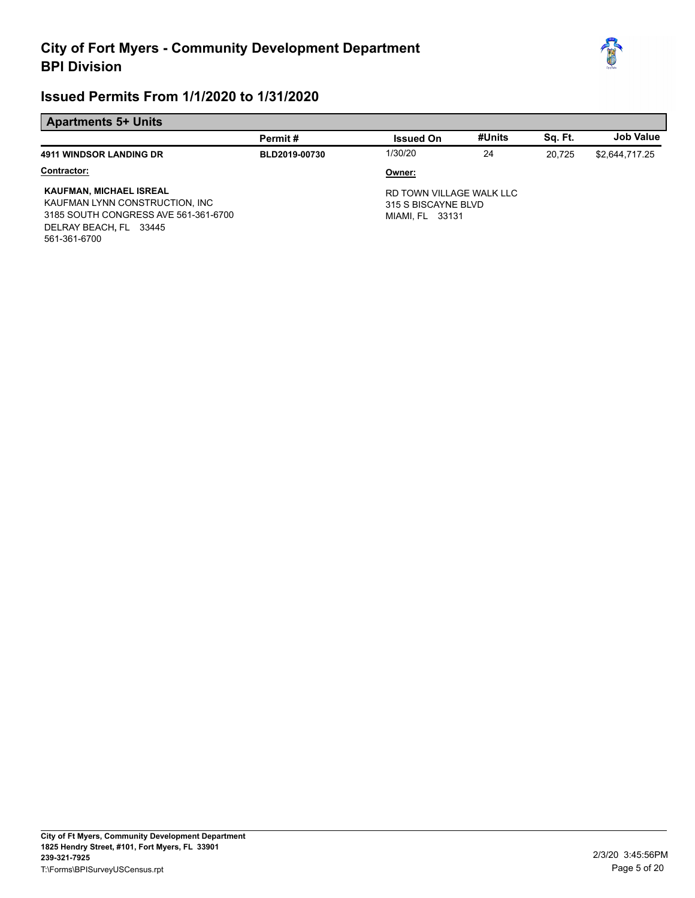# City of Fort Myers - Community Development Department
## BPI Division

## Issued Permits From 1/1/2020 to 1/31/2020

### Apartments 5+ Units

| | Permit # | Issued On | #Units | Sq. Ft. | Job Value |
|---|---|---|---|---|---|
| **4911 WINDSOR LANDING DR** | BLD2019-00730 | 1/30/20 | 24 | 20,725 | $2,644,717.25 |

**Contractor:**

**KAUFMAN, MICHAEL ISREAL**
KAUFMAN LYNN CONSTRUCTION, INC
3185 SOUTH CONGRESS AVE 561-361-6700
DELRAY BEACH, FL 33445
561-361-6700

**Owner:**

RD TOWN VILLAGE WALK LLC
315 S BISCAYNE BLVD
MIAMI, FL 33131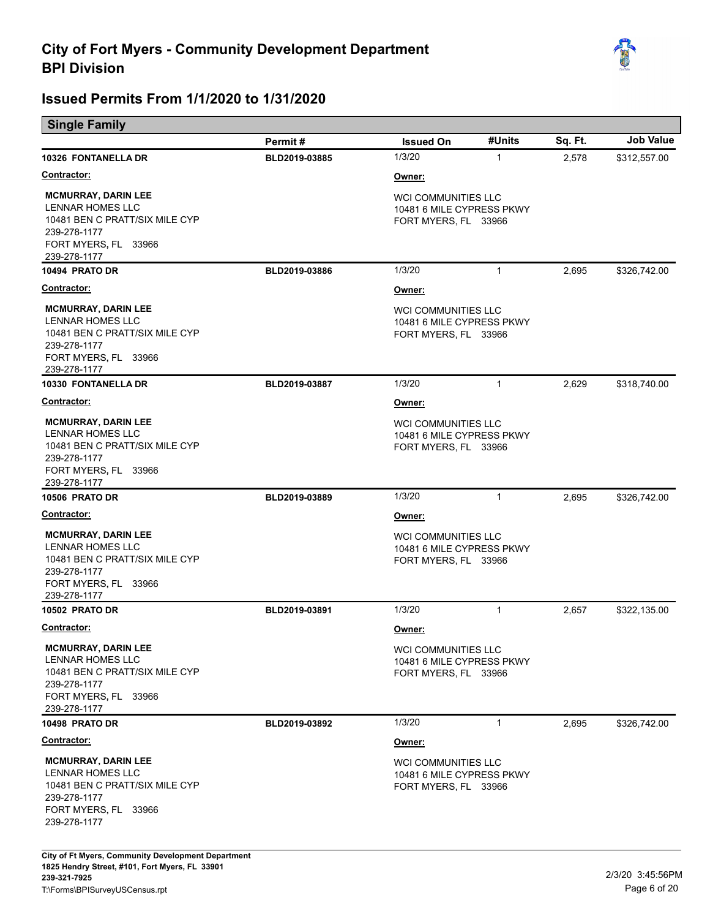# City of Fort Myers - Community Development Department
# BPI Division

## Issued Permits From 1/1/2020 to 1/31/2020

### Single Family

| | Permit # | Issued On | #Units | Sq. Ft. | Job Value |
|---|---|---|---|---|---|
| **10326 FONTANELLA DR** | BLD2019-03885 | 1/3/20 | 1 | 2,578 | $312,557.00 |
| **10494 PRATO DR** | BLD2019-03886 | 1/3/20 | 1 | 2,695 | $326,742.00 |
| **10330 FONTANELLA DR** | BLD2019-03887 | 1/3/20 | 1 | 2,629 | $318,740.00 |
| **10506 PRATO DR** | BLD2019-03889 | 1/3/20 | 1 | 2,695 | $326,742.00 |
| **10502 PRATO DR** | BLD2019-03891 | 1/3/20 | 1 | 2,657 | $322,135.00 |
| **10498 PRATO DR** | BLD2019-03892 | 1/3/20 | 1 | 2,695 | $326,742.00 |

**10326 FONTANELLA DR** — BLD2019-03885

**Contractor:**
**MCMURRAY, DARIN LEE**
LENNAR HOMES LLC
10481 BEN C PRATT/SIX MILE CYP
239-278-1177
FORT MYERS, FL 33966
239-278-1177

**Owner:**
WCI COMMUNITIES LLC
10481 6 MILE CYPRESS PKWY
FORT MYERS, FL 33966

**10494 PRATO DR** — BLD2019-03886

**Contractor:**
**MCMURRAY, DARIN LEE**
LENNAR HOMES LLC
10481 BEN C PRATT/SIX MILE CYP
239-278-1177
FORT MYERS, FL 33966
239-278-1177

**Owner:**
WCI COMMUNITIES LLC
10481 6 MILE CYPRESS PKWY
FORT MYERS, FL 33966

**10330 FONTANELLA DR** — BLD2019-03887

**Contractor:**
**MCMURRAY, DARIN LEE**
LENNAR HOMES LLC
10481 BEN C PRATT/SIX MILE CYP
239-278-1177
FORT MYERS, FL 33966
239-278-1177

**Owner:**
WCI COMMUNITIES LLC
10481 6 MILE CYPRESS PKWY
FORT MYERS, FL 33966

**10506 PRATO DR** — BLD2019-03889

**Contractor:**
**MCMURRAY, DARIN LEE**
LENNAR HOMES LLC
10481 BEN C PRATT/SIX MILE CYP
239-278-1177
FORT MYERS, FL 33966
239-278-1177

**Owner:**
WCI COMMUNITIES LLC
10481 6 MILE CYPRESS PKWY
FORT MYERS, FL 33966

**10502 PRATO DR** — BLD2019-03891

**Contractor:**
**MCMURRAY, DARIN LEE**
LENNAR HOMES LLC
10481 BEN C PRATT/SIX MILE CYP
239-278-1177
FORT MYERS, FL 33966
239-278-1177

**Owner:**
WCI COMMUNITIES LLC
10481 6 MILE CYPRESS PKWY
FORT MYERS, FL 33966

**10498 PRATO DR** — BLD2019-03892

**Contractor:**
**MCMURRAY, DARIN LEE**
LENNAR HOMES LLC
10481 BEN C PRATT/SIX MILE CYP
239-278-1177
FORT MYERS, FL 33966
239-278-1177

**Owner:**
WCI COMMUNITIES LLC
10481 6 MILE CYPRESS PKWY
FORT MYERS, FL 33966

**City of Ft Myers, Community Development Department**
**1825 Hendry Street, #101, Fort Myers, FL 33901**
**239-321-7925**
T:\Forms\BPISurveyUSCensus.rpt

2/3/20 3:45:56PM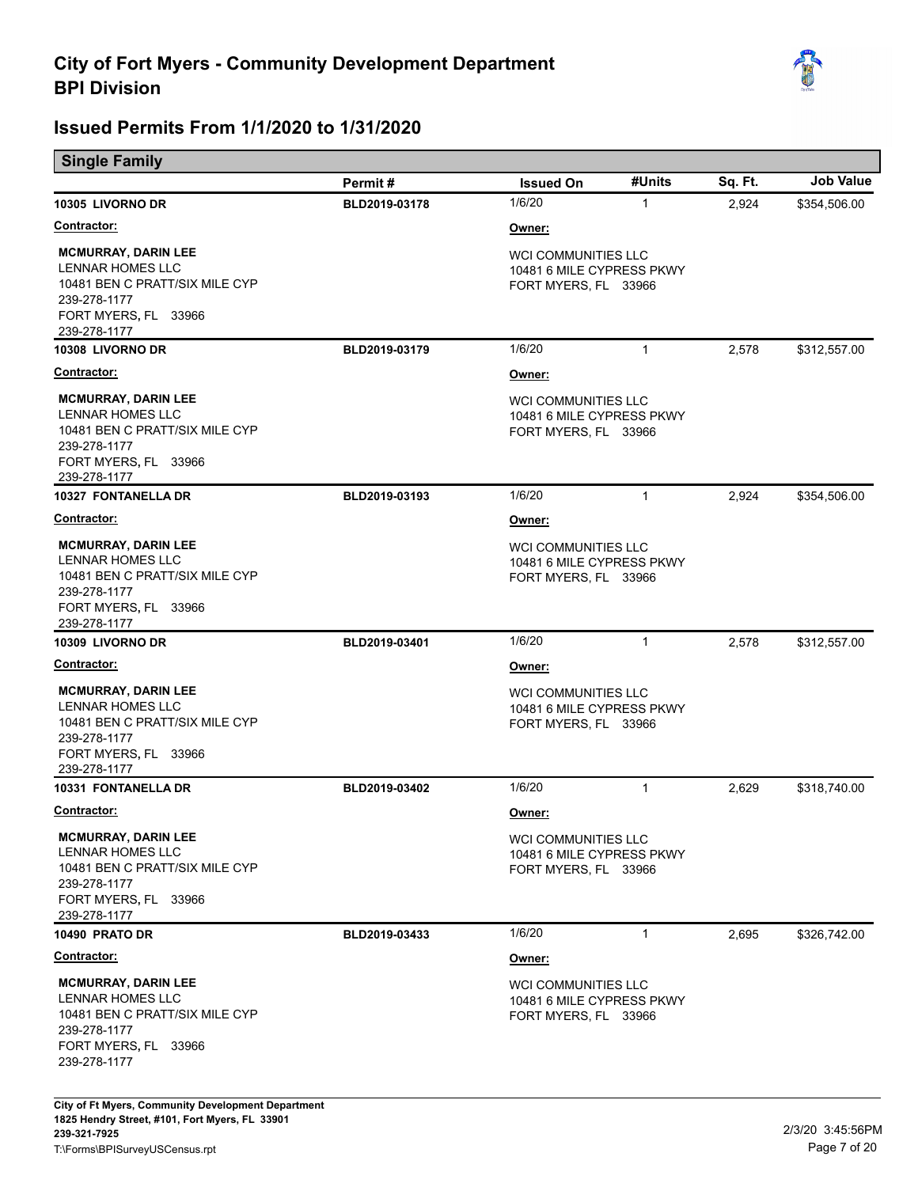# City of Fort Myers - Community Development Department
## BPI Division

## Issued Permits From 1/1/2020 to 1/31/2020

### Single Family

| | Permit # | Issued On | #Units | Sq. Ft. | Job Value |
|---|---|---|---|---|---|
| **10305 LIVORNO DR** | BLD2019-03178 | 1/6/20 | 1 | 2,924 | $354,506.00 |
| **10308 LIVORNO DR** | BLD2019-03179 | 1/6/20 | 1 | 2,578 | $312,557.00 |
| **10327 FONTANELLA DR** | BLD2019-03193 | 1/6/20 | 1 | 2,924 | $354,506.00 |
| **10309 LIVORNO DR** | BLD2019-03401 | 1/6/20 | 1 | 2,578 | $312,557.00 |
| **10331 FONTANELLA DR** | BLD2019-03402 | 1/6/20 | 1 | 2,629 | $318,740.00 |
| **10490 PRATO DR** | BLD2019-03433 | 1/6/20 | 1 | 2,695 | $326,742.00 |

For each permit above:

**Contractor:**

**MCMURRAY, DARIN LEE**
LENNAR HOMES LLC
10481 BEN C PRATT/SIX MILE CYP
239-278-1177
FORT MYERS, FL 33966
239-278-1177

**Owner:**

WCI COMMUNITIES LLC
10481 6 MILE CYPRESS PKWY
FORT MYERS, FL 33966

City of Ft Myers, Community Development Department
1825 Hendry Street, #101, Fort Myers, FL 33901
239-321-7925
T:\Forms\BPISurveyUSCensus.rpt

2/3/20 3:45:56PM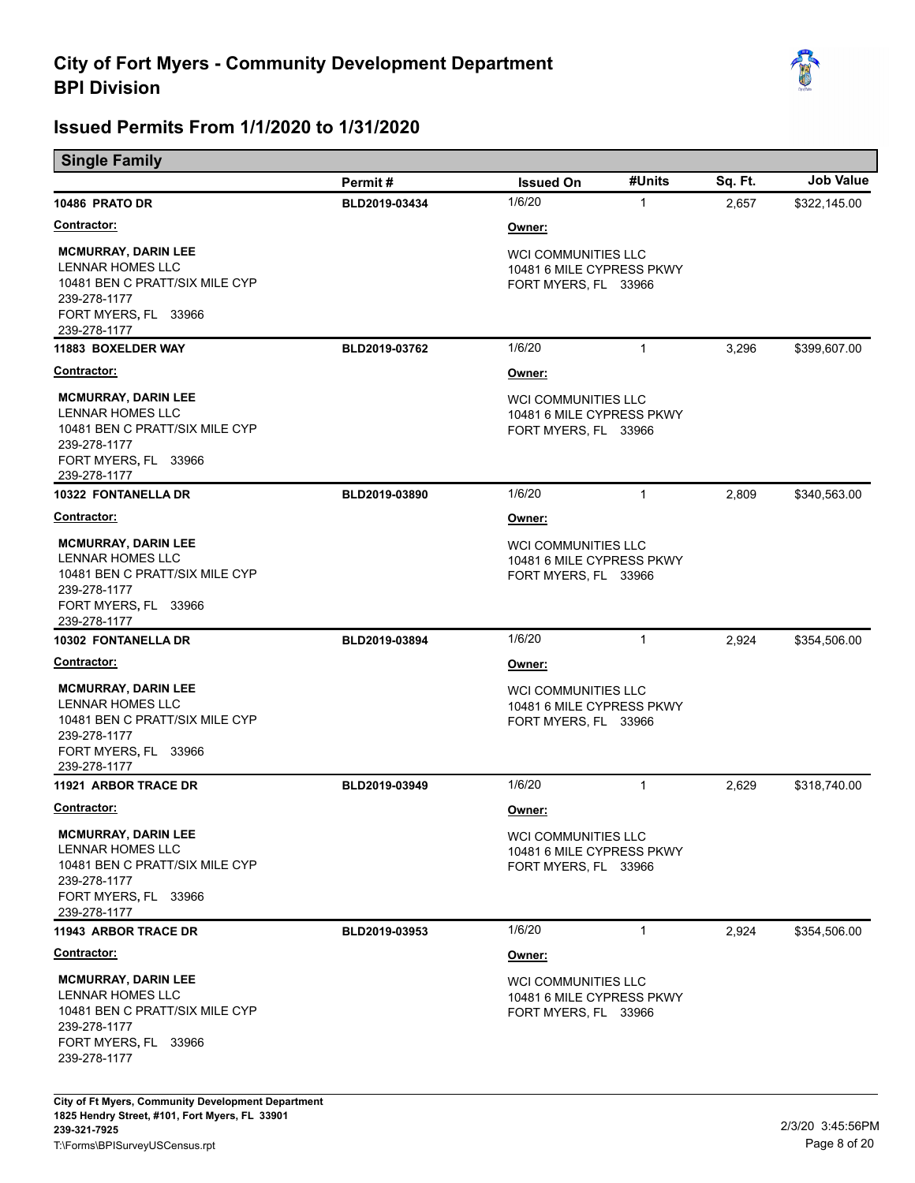# City of Fort Myers - Community Development Department
# BPI Division

## Issued Permits From 1/1/2020 to 1/31/2020

### Single Family

| | Permit # | Issued On | #Units | Sq. Ft. | Job Value |
|---|---|---|---|---|---|
| **10486 PRATO DR** | **BLD2019-03434** | 1/6/20 | 1 | 2,657 | $322,145.00 |
| **11883 BOXELDER WAY** | **BLD2019-03762** | 1/6/20 | 1 | 3,296 | $399,607.00 |
| **10322 FONTANELLA DR** | **BLD2019-03890** | 1/6/20 | 1 | 2,809 | $340,563.00 |
| **10302 FONTANELLA DR** | **BLD2019-03894** | 1/6/20 | 1 | 2,924 | $354,506.00 |
| **11921 ARBOR TRACE DR** | **BLD2019-03949** | 1/6/20 | 1 | 2,629 | $318,740.00 |
| **11943 ARBOR TRACE DR** | **BLD2019-03953** | 1/6/20 | 1 | 2,924 | $354,506.00 |

For each permit above:

**Contractor:**

**MCMURRAY, DARIN LEE**
LENNAR HOMES LLC
10481 BEN C PRATT/SIX MILE CYP
239-278-1177
FORT MYERS, FL 33966
239-278-1177

**Owner:**

WCI COMMUNITIES LLC
10481 6 MILE CYPRESS PKWY
FORT MYERS, FL 33966

City of Ft Myers, Community Development Department
1825 Hendry Street, #101, Fort Myers, FL 33901
239-321-7925
T:\Forms\BPISurveyUSCensus.rpt

2/3/20 3:45:56PM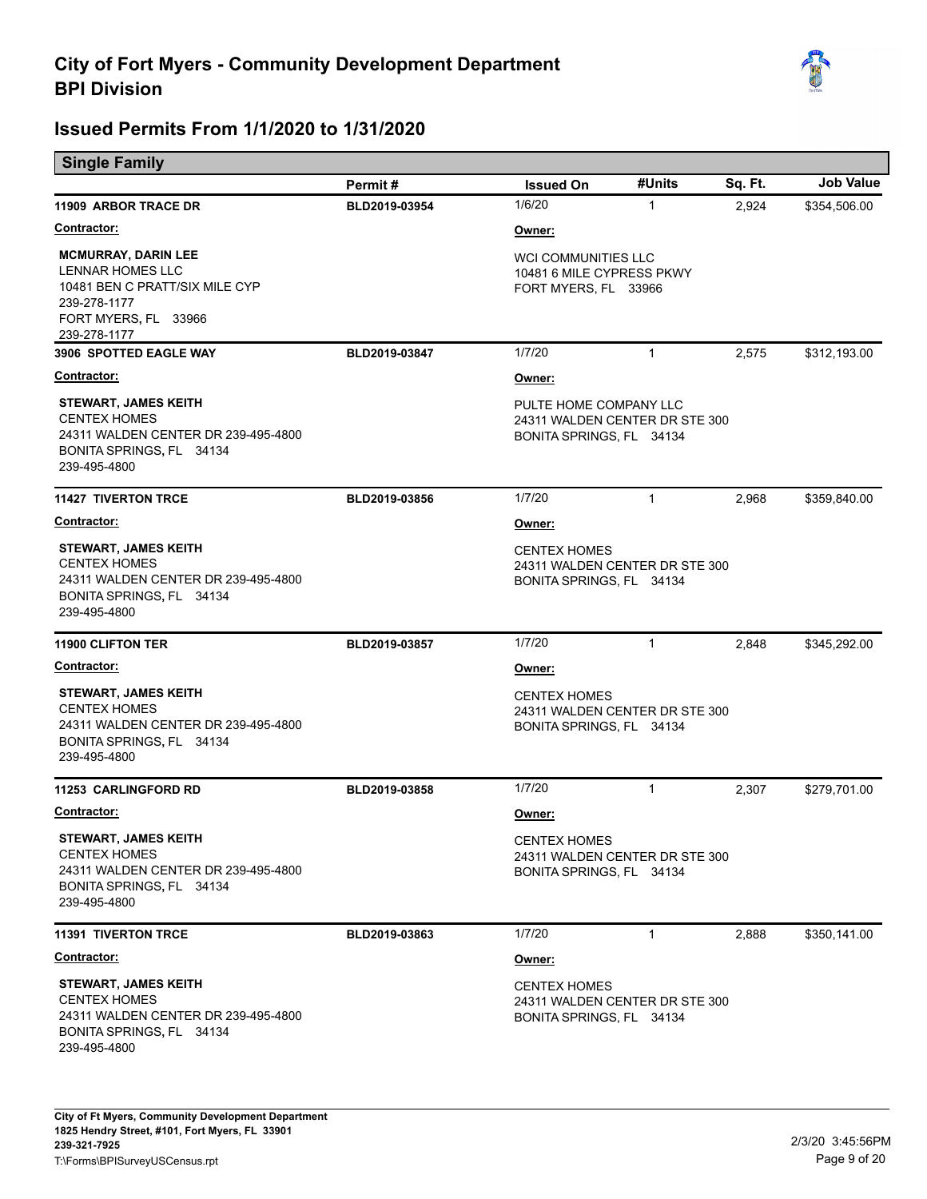# City of Fort Myers - Community Development Department
# BPI Division

## Issued Permits From 1/1/2020 to 1/31/2020

### Single Family

| | Permit # | Issued On | #Units | Sq. Ft. | Job Value |
|---|---|---|---|---|---|
| **11909 ARBOR TRACE DR** | BLD2019-03954 | 1/6/20 | 1 | 2,924 | $354,506.00 |
| **3906 SPOTTED EAGLE WAY** | BLD2019-03847 | 1/7/20 | 1 | 2,575 | $312,193.00 |
| **11427 TIVERTON TRCE** | BLD2019-03856 | 1/7/20 | 1 | 2,968 | $359,840.00 |
| **11900 CLIFTON TER** | BLD2019-03857 | 1/7/20 | 1 | 2,848 | $345,292.00 |
| **11253 CARLINGFORD RD** | BLD2019-03858 | 1/7/20 | 1 | 2,307 | $279,701.00 |
| **11391 TIVERTON TRCE** | BLD2019-03863 | 1/7/20 | 1 | 2,888 | $350,141.00 |

**11909 ARBOR TRACE DR**

**Contractor:**
**MCMURRAY, DARIN LEE**
LENNAR HOMES LLC
10481 BEN C PRATT/SIX MILE CYP
239-278-1177
FORT MYERS, FL 33966
239-278-1177

**Owner:**
WCI COMMUNITIES LLC
10481 6 MILE CYPRESS PKWY
FORT MYERS, FL 33966

**3906 SPOTTED EAGLE WAY**

**Contractor:**
**STEWART, JAMES KEITH**
CENTEX HOMES
24311 WALDEN CENTER DR 239-495-4800
BONITA SPRINGS, FL 34134
239-495-4800

**Owner:**
PULTE HOME COMPANY LLC
24311 WALDEN CENTER DR STE 300
BONITA SPRINGS, FL 34134

**11427 TIVERTON TRCE**

**Contractor:**
**STEWART, JAMES KEITH**
CENTEX HOMES
24311 WALDEN CENTER DR 239-495-4800
BONITA SPRINGS, FL 34134
239-495-4800

**Owner:**
CENTEX HOMES
24311 WALDEN CENTER DR STE 300
BONITA SPRINGS, FL 34134

**11900 CLIFTON TER**

**Contractor:**
**STEWART, JAMES KEITH**
CENTEX HOMES
24311 WALDEN CENTER DR 239-495-4800
BONITA SPRINGS, FL 34134
239-495-4800

**Owner:**
CENTEX HOMES
24311 WALDEN CENTER DR STE 300
BONITA SPRINGS, FL 34134

**11253 CARLINGFORD RD**

**Contractor:**
**STEWART, JAMES KEITH**
CENTEX HOMES
24311 WALDEN CENTER DR 239-495-4800
BONITA SPRINGS, FL 34134
239-495-4800

**Owner:**
CENTEX HOMES
24311 WALDEN CENTER DR STE 300
BONITA SPRINGS, FL 34134

**11391 TIVERTON TRCE**

**Contractor:**
**STEWART, JAMES KEITH**
CENTEX HOMES
24311 WALDEN CENTER DR 239-495-4800
BONITA SPRINGS, FL 34134
239-495-4800

**Owner:**
CENTEX HOMES
24311 WALDEN CENTER DR STE 300
BONITA SPRINGS, FL 34134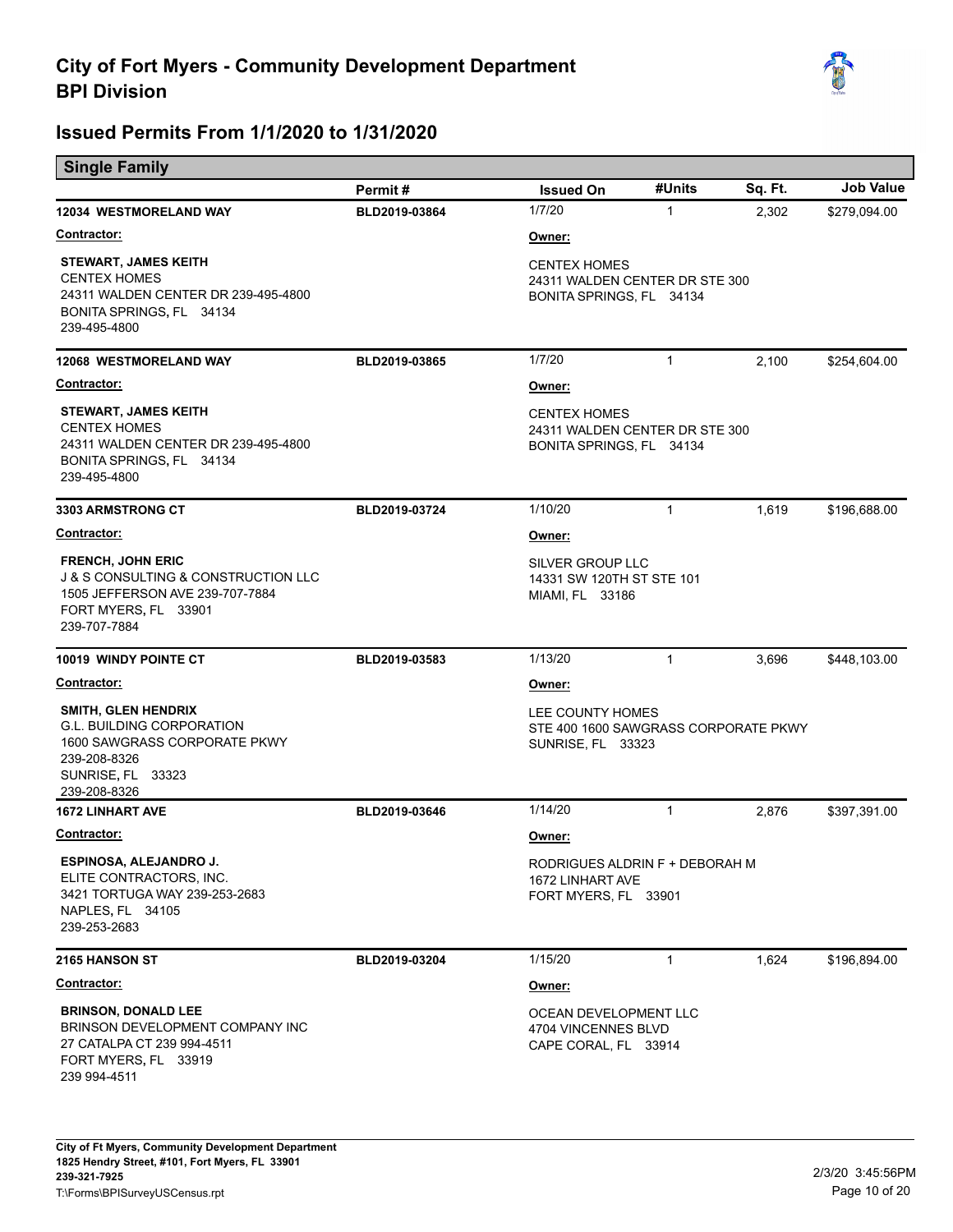# City of Fort Myers - Community Development Department
## BPI Division

## Issued Permits From 1/1/2020 to 1/31/2020

### Single Family

| | Permit # | Issued On | #Units | Sq. Ft. | Job Value |
|---|---|---|---|---|---|
| **12034 WESTMORELAND WAY** | BLD2019-03864 | 1/7/20 | 1 | 2,302 | $279,094.00 |
| **12068 WESTMORELAND WAY** | BLD2019-03865 | 1/7/20 | 1 | 2,100 | $254,604.00 |
| **3303 ARMSTRONG CT** | BLD2019-03724 | 1/10/20 | 1 | 1,619 | $196,688.00 |
| **10019 WINDY POINTE CT** | BLD2019-03583 | 1/13/20 | 1 | 3,696 | $448,103.00 |
| **1672 LINHART AVE** | BLD2019-03646 | 1/14/20 | 1 | 2,876 | $397,391.00 |
| **2165 HANSON ST** | BLD2019-03204 | 1/15/20 | 1 | 1,624 | $196,894.00 |

**12034 WESTMORELAND WAY** (BLD2019-03864)

**Contractor:**
STEWART, JAMES KEITH
CENTEX HOMES
24311 WALDEN CENTER DR 239-495-4800
BONITA SPRINGS, FL 34134
239-495-4800

**Owner:**
CENTEX HOMES
24311 WALDEN CENTER DR STE 300
BONITA SPRINGS, FL 34134

**12068 WESTMORELAND WAY** (BLD2019-03865)

**Contractor:**
STEWART, JAMES KEITH
CENTEX HOMES
24311 WALDEN CENTER DR 239-495-4800
BONITA SPRINGS, FL 34134
239-495-4800

**Owner:**
CENTEX HOMES
24311 WALDEN CENTER DR STE 300
BONITA SPRINGS, FL 34134

**3303 ARMSTRONG CT** (BLD2019-03724)

**Contractor:**
FRENCH, JOHN ERIC
J & S CONSULTING & CONSTRUCTION LLC
1505 JEFFERSON AVE 239-707-7884
FORT MYERS, FL 33901
239-707-7884

**Owner:**
SILVER GROUP LLC
14331 SW 120TH ST STE 101
MIAMI, FL 33186

**10019 WINDY POINTE CT** (BLD2019-03583)

**Contractor:**
SMITH, GLEN HENDRIX
G.L. BUILDING CORPORATION
1600 SAWGRASS CORPORATE PKWY
239-208-8326
SUNRISE, FL 33323
239-208-8326

**Owner:**
LEE COUNTY HOMES
STE 400 1600 SAWGRASS CORPORATE PKWY
SUNRISE, FL 33323

**1672 LINHART AVE** (BLD2019-03646)

**Contractor:**
ESPINOSA, ALEJANDRO J.
ELITE CONTRACTORS, INC.
3421 TORTUGA WAY 239-253-2683
NAPLES, FL 34105
239-253-2683

**Owner:**
RODRIGUES ALDRIN F + DEBORAH M
1672 LINHART AVE
FORT MYERS, FL 33901

**2165 HANSON ST** (BLD2019-03204)

**Contractor:**
BRINSON, DONALD LEE
BRINSON DEVELOPMENT COMPANY INC
27 CATALPA CT 239 994-4511
FORT MYERS, FL 33919
239 994-4511

**Owner:**
OCEAN DEVELOPMENT LLC
4704 VINCENNES BLVD
CAPE CORAL, FL 33914

City of Ft Myers, Community Development Department
1825 Hendry Street, #101, Fort Myers, FL 33901
239-321-7925
T:\Forms\BPISurveyUSCensus.rpt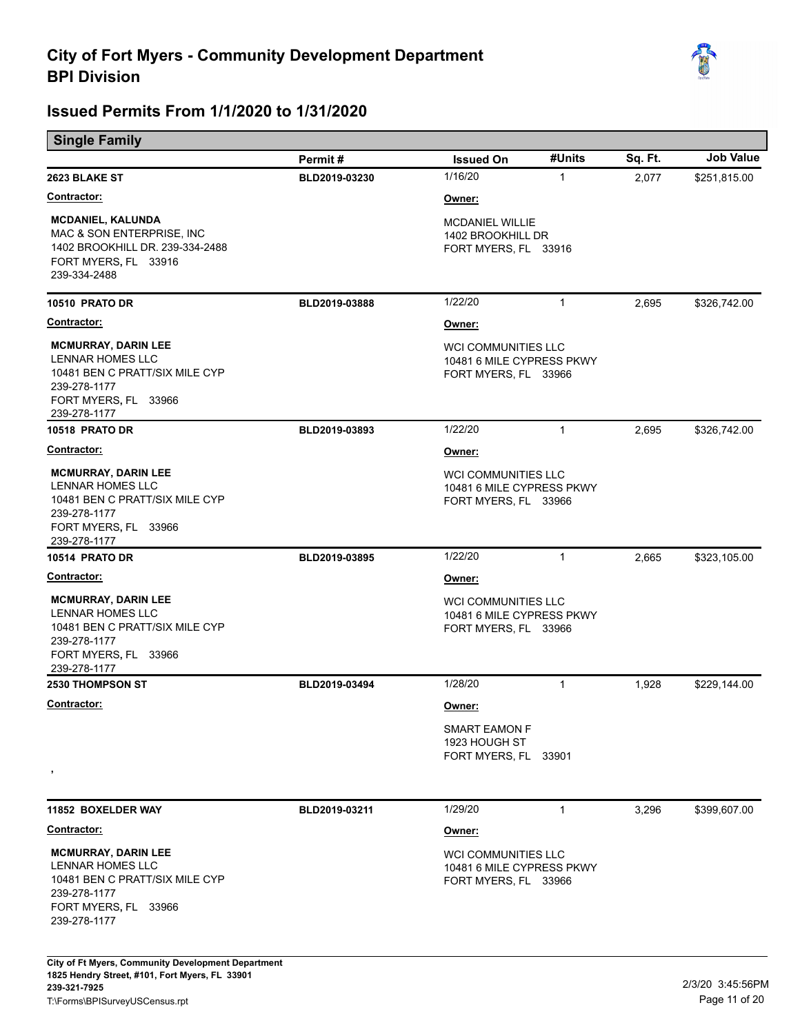# City of Fort Myers - Community Development Department
## BPI Division

## Issued Permits From 1/1/2020 to 1/31/2020

### Single Family

| Address | Permit # | Issued On | #Units | Sq. Ft. | Job Value |
|---|---|---|---|---|---|
| **2623 BLAKE ST** | BLD2019-03230 | 1/16/20 | 1 | 2,077 | $251,815.00 |

**Contractor:**
**MCDANIEL, KALUNDA**
MAC & SON ENTERPRISE, INC
1402 BROOKHILL DR. 239-334-2488
FORT MYERS, FL 33916
239-334-2488

**Owner:**
MCDANIEL WILLIE
1402 BROOKHILL DR
FORT MYERS, FL 33916

| Address | Permit # | Issued On | #Units | Sq. Ft. | Job Value |
|---|---|---|---|---|---|
| **10510 PRATO DR** | BLD2019-03888 | 1/22/20 | 1 | 2,695 | $326,742.00 |

**Contractor:**
**MCMURRAY, DARIN LEE**
LENNAR HOMES LLC
10481 BEN C PRATT/SIX MILE CYP
239-278-1177
FORT MYERS, FL 33966
239-278-1177

**Owner:**
WCI COMMUNITIES LLC
10481 6 MILE CYPRESS PKWY
FORT MYERS, FL 33966

| Address | Permit # | Issued On | #Units | Sq. Ft. | Job Value |
|---|---|---|---|---|---|
| **10518 PRATO DR** | BLD2019-03893 | 1/22/20 | 1 | 2,695 | $326,742.00 |

**Contractor:**
**MCMURRAY, DARIN LEE**
LENNAR HOMES LLC
10481 BEN C PRATT/SIX MILE CYP
239-278-1177
FORT MYERS, FL 33966
239-278-1177

**Owner:**
WCI COMMUNITIES LLC
10481 6 MILE CYPRESS PKWY
FORT MYERS, FL 33966

| Address | Permit # | Issued On | #Units | Sq. Ft. | Job Value |
|---|---|---|---|---|---|
| **10514 PRATO DR** | BLD2019-03895 | 1/22/20 | 1 | 2,665 | $323,105.00 |

**Contractor:**
**MCMURRAY, DARIN LEE**
LENNAR HOMES LLC
10481 BEN C PRATT/SIX MILE CYP
239-278-1177
FORT MYERS, FL 33966
239-278-1177

**Owner:**
WCI COMMUNITIES LLC
10481 6 MILE CYPRESS PKWY
FORT MYERS, FL 33966

| Address | Permit # | Issued On | #Units | Sq. Ft. | Job Value |
|---|---|---|---|---|---|
| **2530 THOMPSON ST** | BLD2019-03494 | 1/28/20 | 1 | 1,928 | $229,144.00 |

**Contractor:**
,

**Owner:**
SMART EAMON F
1923 HOUGH ST
FORT MYERS, FL 33901

| Address | Permit # | Issued On | #Units | Sq. Ft. | Job Value |
|---|---|---|---|---|---|
| **11852 BOXELDER WAY** | BLD2019-03211 | 1/29/20 | 1 | 3,296 | $399,607.00 |

**Contractor:**
**MCMURRAY, DARIN LEE**
LENNAR HOMES LLC
10481 BEN C PRATT/SIX MILE CYP
239-278-1177
FORT MYERS, FL 33966
239-278-1177

**Owner:**
WCI COMMUNITIES LLC
10481 6 MILE CYPRESS PKWY
FORT MYERS, FL 33966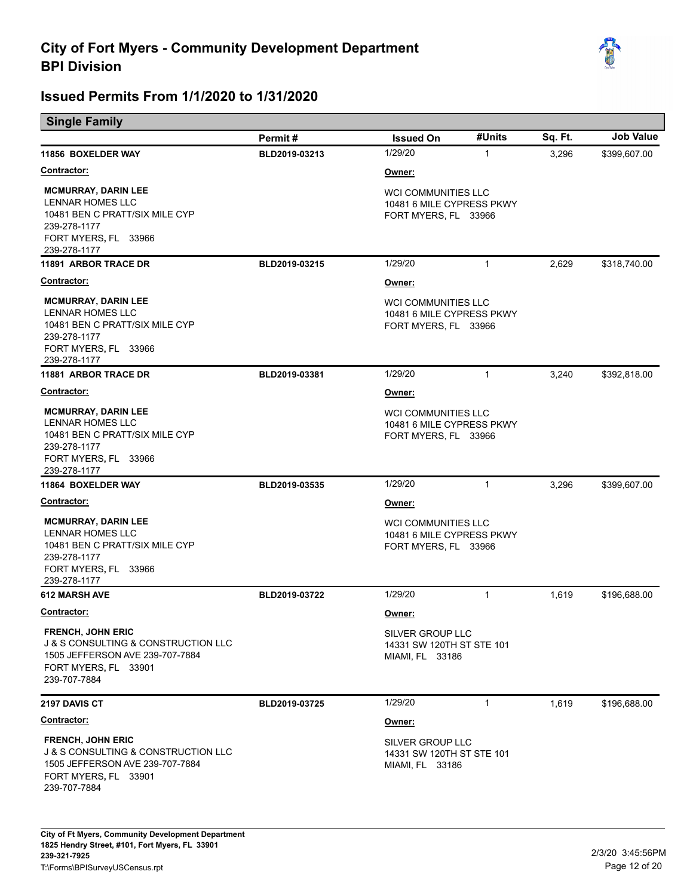# City of Fort Myers - Community Development Department
## BPI Division

## Issued Permits From 1/1/2020 to 1/31/2020

### Single Family

| | Permit # | Issued On | #Units | Sq. Ft. | Job Value |
|---|---|---|---|---|---|
| **11856 BOXELDER WAY** | BLD2019-03213 | 1/29/20 | 1 | 3,296 | $399,607.00 |

**Contractor:**
**MCMURRAY, DARIN LEE**
LENNAR HOMES LLC
10481 BEN C PRATT/SIX MILE CYP
239-278-1177
FORT MYERS, FL 33966
239-278-1177

**Owner:**
WCI COMMUNITIES LLC
10481 6 MILE CYPRESS PKWY
FORT MYERS, FL 33966

| | Permit # | Issued On | #Units | Sq. Ft. | Job Value |
|---|---|---|---|---|---|
| **11891 ARBOR TRACE DR** | BLD2019-03215 | 1/29/20 | 1 | 2,629 | $318,740.00 |

**Contractor:**
**MCMURRAY, DARIN LEE**
LENNAR HOMES LLC
10481 BEN C PRATT/SIX MILE CYP
239-278-1177
FORT MYERS, FL 33966
239-278-1177

**Owner:**
WCI COMMUNITIES LLC
10481 6 MILE CYPRESS PKWY
FORT MYERS, FL 33966

| | Permit # | Issued On | #Units | Sq. Ft. | Job Value |
|---|---|---|---|---|---|
| **11881 ARBOR TRACE DR** | BLD2019-03381 | 1/29/20 | 1 | 3,240 | $392,818.00 |

**Contractor:**
**MCMURRAY, DARIN LEE**
LENNAR HOMES LLC
10481 BEN C PRATT/SIX MILE CYP
239-278-1177
FORT MYERS, FL 33966
239-278-1177

**Owner:**
WCI COMMUNITIES LLC
10481 6 MILE CYPRESS PKWY
FORT MYERS, FL 33966

| | Permit # | Issued On | #Units | Sq. Ft. | Job Value |
|---|---|---|---|---|---|
| **11864 BOXELDER WAY** | BLD2019-03535 | 1/29/20 | 1 | 3,296 | $399,607.00 |

**Contractor:**
**MCMURRAY, DARIN LEE**
LENNAR HOMES LLC
10481 BEN C PRATT/SIX MILE CYP
239-278-1177
FORT MYERS, FL 33966
239-278-1177

**Owner:**
WCI COMMUNITIES LLC
10481 6 MILE CYPRESS PKWY
FORT MYERS, FL 33966

| | Permit # | Issued On | #Units | Sq. Ft. | Job Value |
|---|---|---|---|---|---|
| **612 MARSH AVE** | BLD2019-03722 | 1/29/20 | 1 | 1,619 | $196,688.00 |

**Contractor:**
**FRENCH, JOHN ERIC**
J & S CONSULTING & CONSTRUCTION LLC
1505 JEFFERSON AVE 239-707-7884
FORT MYERS, FL 33901
239-707-7884

**Owner:**
SILVER GROUP LLC
14331 SW 120TH ST STE 101
MIAMI, FL 33186

| | Permit # | Issued On | #Units | Sq. Ft. | Job Value |
|---|---|---|---|---|---|
| **2197 DAVIS CT** | BLD2019-03725 | 1/29/20 | 1 | 1,619 | $196,688.00 |

**Contractor:**
**FRENCH, JOHN ERIC**
J & S CONSULTING & CONSTRUCTION LLC
1505 JEFFERSON AVE 239-707-7884
FORT MYERS, FL 33901
239-707-7884

**Owner:**
SILVER GROUP LLC
14331 SW 120TH ST STE 101
MIAMI, FL 33186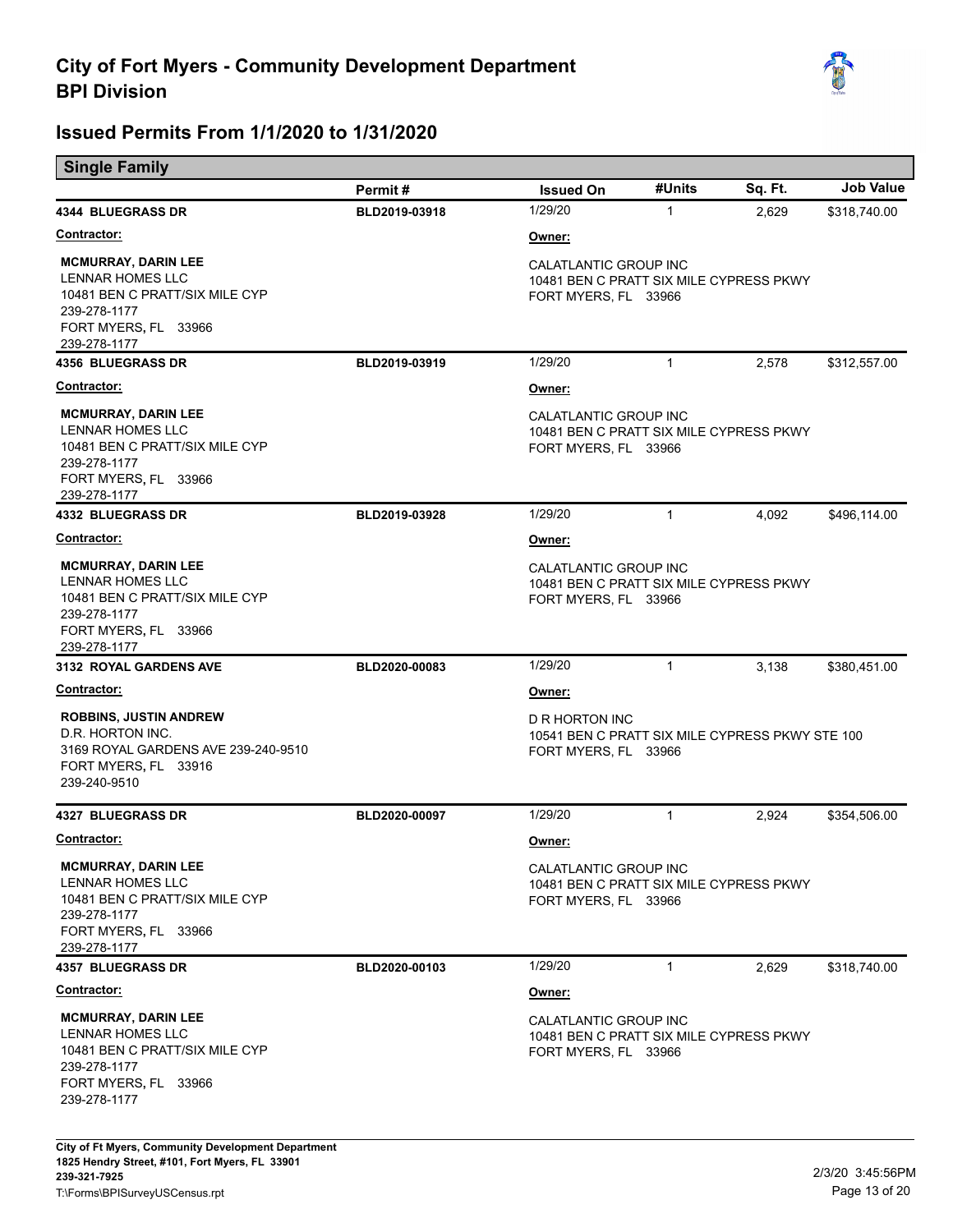# City of Fort Myers - Community Development Department
# BPI Division

## Issued Permits From 1/1/2020 to 1/31/2020

### Single Family

| | Permit # | Issued On | #Units | Sq. Ft. | Job Value |
|---|---|---|---|---|---|
| **4344 BLUEGRASS DR** | BLD2019-03918 | 1/29/20 | 1 | 2,629 | $318,740.00 |

**Contractor:**
**MCMURRAY, DARIN LEE**
LENNAR HOMES LLC
10481 BEN C PRATT/SIX MILE CYP
239-278-1177
FORT MYERS, FL 33966
239-278-1177

**Owner:**
CALATLANTIC GROUP INC
10481 BEN C PRATT SIX MILE CYPRESS PKWY
FORT MYERS, FL 33966

| | Permit # | Issued On | #Units | Sq. Ft. | Job Value |
|---|---|---|---|---|---|
| **4356 BLUEGRASS DR** | BLD2019-03919 | 1/29/20 | 1 | 2,578 | $312,557.00 |

**Contractor:**
**MCMURRAY, DARIN LEE**
LENNAR HOMES LLC
10481 BEN C PRATT/SIX MILE CYP
239-278-1177
FORT MYERS, FL 33966
239-278-1177

**Owner:**
CALATLANTIC GROUP INC
10481 BEN C PRATT SIX MILE CYPRESS PKWY
FORT MYERS, FL 33966

| | Permit # | Issued On | #Units | Sq. Ft. | Job Value |
|---|---|---|---|---|---|
| **4332 BLUEGRASS DR** | BLD2019-03928 | 1/29/20 | 1 | 4,092 | $496,114.00 |

**Contractor:**
**MCMURRAY, DARIN LEE**
LENNAR HOMES LLC
10481 BEN C PRATT/SIX MILE CYP
239-278-1177
FORT MYERS, FL 33966
239-278-1177

**Owner:**
CALATLANTIC GROUP INC
10481 BEN C PRATT SIX MILE CYPRESS PKWY
FORT MYERS, FL 33966

| | Permit # | Issued On | #Units | Sq. Ft. | Job Value |
|---|---|---|---|---|---|
| **3132 ROYAL GARDENS AVE** | BLD2020-00083 | 1/29/20 | 1 | 3,138 | $380,451.00 |

**Contractor:**
**ROBBINS, JUSTIN ANDREW**
D.R. HORTON INC.
3169 ROYAL GARDENS AVE 239-240-9510
FORT MYERS, FL 33916
239-240-9510

**Owner:**
D R HORTON INC
10541 BEN C PRATT SIX MILE CYPRESS PKWY STE 100
FORT MYERS, FL 33966

| | Permit # | Issued On | #Units | Sq. Ft. | Job Value |
|---|---|---|---|---|---|
| **4327 BLUEGRASS DR** | BLD2020-00097 | 1/29/20 | 1 | 2,924 | $354,506.00 |

**Contractor:**
**MCMURRAY, DARIN LEE**
LENNAR HOMES LLC
10481 BEN C PRATT/SIX MILE CYP
239-278-1177
FORT MYERS, FL 33966
239-278-1177

**Owner:**
CALATLANTIC GROUP INC
10481 BEN C PRATT SIX MILE CYPRESS PKWY
FORT MYERS, FL 33966

| | Permit # | Issued On | #Units | Sq. Ft. | Job Value |
|---|---|---|---|---|---|
| **4357 BLUEGRASS DR** | BLD2020-00103 | 1/29/20 | 1 | 2,629 | $318,740.00 |

**Contractor:**
**MCMURRAY, DARIN LEE**
LENNAR HOMES LLC
10481 BEN C PRATT/SIX MILE CYP
239-278-1177
FORT MYERS, FL 33966
239-278-1177

**Owner:**
CALATLANTIC GROUP INC
10481 BEN C PRATT SIX MILE CYPRESS PKWY
FORT MYERS, FL 33966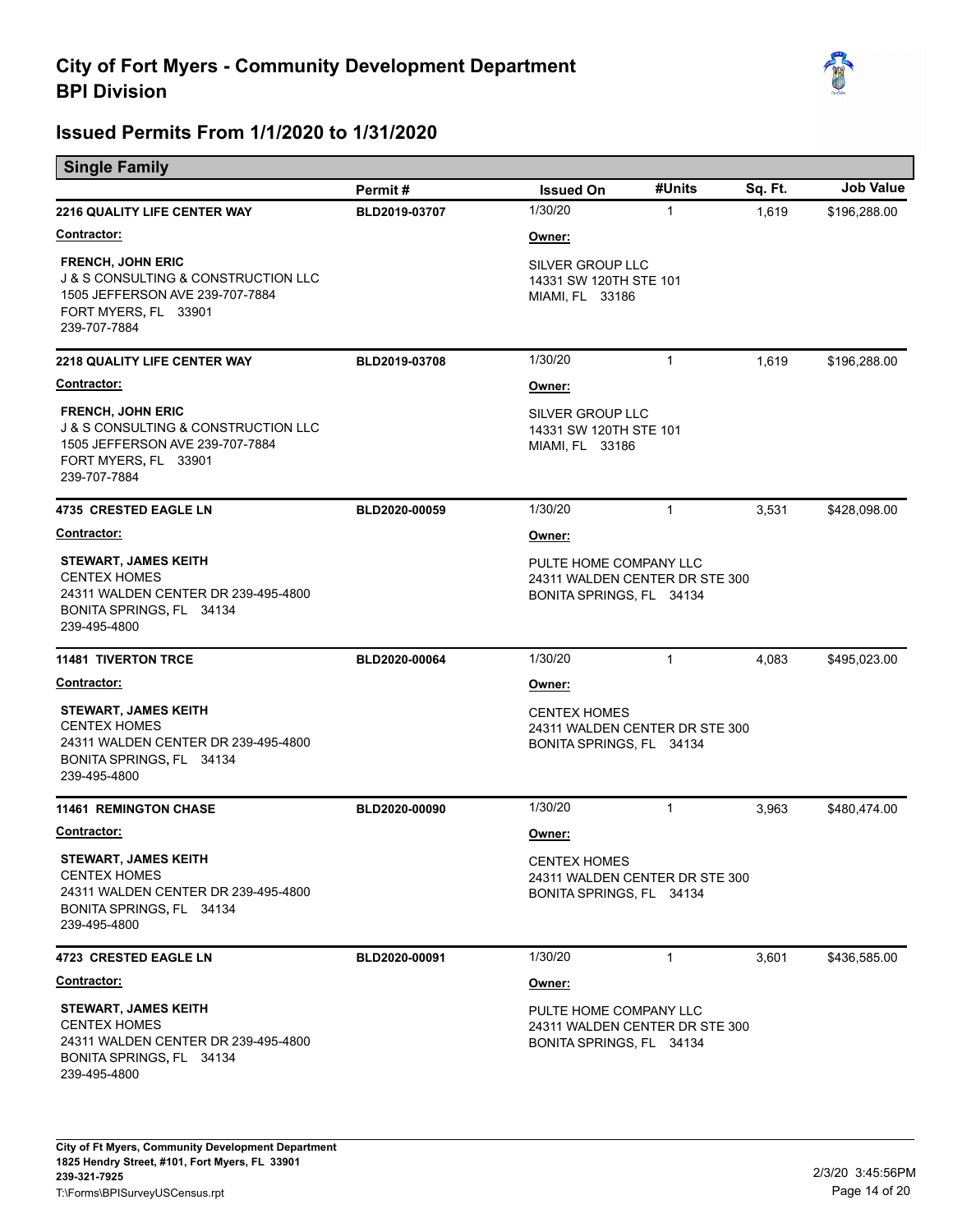# City of Fort Myers - Community Development Department
## BPI Division

## Issued Permits From 1/1/2020 to 1/31/2020

### Single Family

| | Permit # | Issued On | #Units | Sq. Ft. | Job Value |
|---|---|---|---|---|---|
| **2216 QUALITY LIFE CENTER WAY** | **BLD2019-03707** | 1/30/20 | 1 | 1,619 | $196,288.00 |

**Contractor:**
**FRENCH, JOHN ERIC**
J & S CONSULTING & CONSTRUCTION LLC
1505 JEFFERSON AVE 239-707-7884
FORT MYERS, FL 33901
239-707-7884

**Owner:**
SILVER GROUP LLC
14331 SW 120TH STE 101
MIAMI, FL 33186

| | Permit # | Issued On | #Units | Sq. Ft. | Job Value |
|---|---|---|---|---|---|
| **2218 QUALITY LIFE CENTER WAY** | **BLD2019-03708** | 1/30/20 | 1 | 1,619 | $196,288.00 |

**Contractor:**
**FRENCH, JOHN ERIC**
J & S CONSULTING & CONSTRUCTION LLC
1505 JEFFERSON AVE 239-707-7884
FORT MYERS, FL 33901
239-707-7884

**Owner:**
SILVER GROUP LLC
14331 SW 120TH STE 101
MIAMI, FL 33186

| | Permit # | Issued On | #Units | Sq. Ft. | Job Value |
|---|---|---|---|---|---|
| **4735 CRESTED EAGLE LN** | **BLD2020-00059** | 1/30/20 | 1 | 3,531 | $428,098.00 |

**Contractor:**
**STEWART, JAMES KEITH**
CENTEX HOMES
24311 WALDEN CENTER DR 239-495-4800
BONITA SPRINGS, FL 34134
239-495-4800

**Owner:**
PULTE HOME COMPANY LLC
24311 WALDEN CENTER DR STE 300
BONITA SPRINGS, FL 34134

| | Permit # | Issued On | #Units | Sq. Ft. | Job Value |
|---|---|---|---|---|---|
| **11481 TIVERTON TRCE** | **BLD2020-00064** | 1/30/20 | 1 | 4,083 | $495,023.00 |

**Contractor:**
**STEWART, JAMES KEITH**
CENTEX HOMES
24311 WALDEN CENTER DR 239-495-4800
BONITA SPRINGS, FL 34134
239-495-4800

**Owner:**
CENTEX HOMES
24311 WALDEN CENTER DR STE 300
BONITA SPRINGS, FL 34134

| | Permit # | Issued On | #Units | Sq. Ft. | Job Value |
|---|---|---|---|---|---|
| **11461 REMINGTON CHASE** | **BLD2020-00090** | 1/30/20 | 1 | 3,963 | $480,474.00 |

**Contractor:**
**STEWART, JAMES KEITH**
CENTEX HOMES
24311 WALDEN CENTER DR 239-495-4800
BONITA SPRINGS, FL 34134
239-495-4800

**Owner:**
CENTEX HOMES
24311 WALDEN CENTER DR STE 300
BONITA SPRINGS, FL 34134

| | Permit # | Issued On | #Units | Sq. Ft. | Job Value |
|---|---|---|---|---|---|
| **4723 CRESTED EAGLE LN** | **BLD2020-00091** | 1/30/20 | 1 | 3,601 | $436,585.00 |

**Contractor:**
**STEWART, JAMES KEITH**
CENTEX HOMES
24311 WALDEN CENTER DR 239-495-4800
BONITA SPRINGS, FL 34134
239-495-4800

**Owner:**
PULTE HOME COMPANY LLC
24311 WALDEN CENTER DR STE 300
BONITA SPRINGS, FL 34134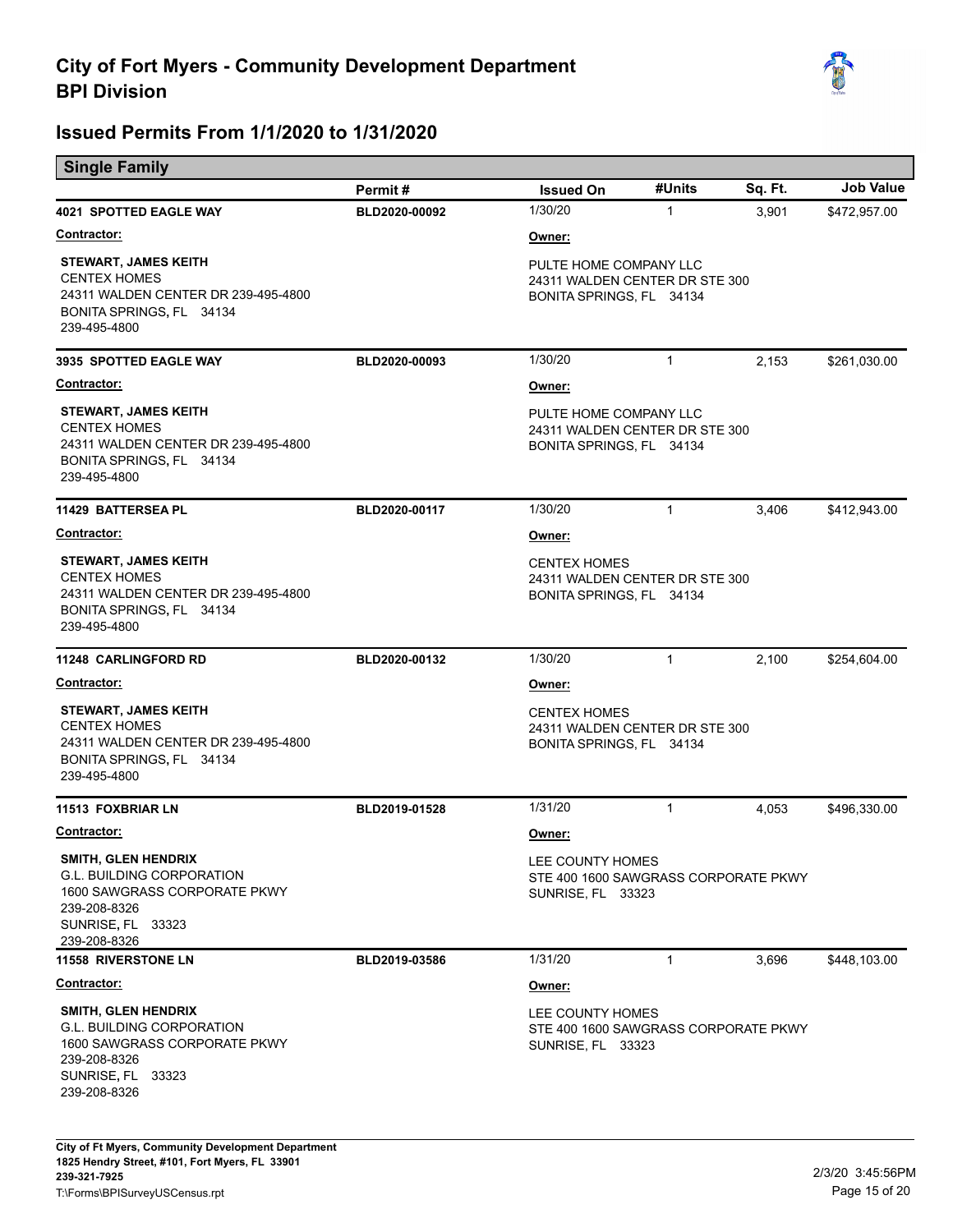# City of Fort Myers - Community Development Department
# BPI Division

## Issued Permits From 1/1/2020 to 1/31/2020

### Single Family

| | Permit # | Issued On | #Units | Sq. Ft. | Job Value |
|---|---|---|---|---|---|
| **4021 SPOTTED EAGLE WAY** | BLD2020-00092 | 1/30/20 | 1 | 3,901 | $472,957.00 |

**Contractor:**
STEWART, JAMES KEITH
CENTEX HOMES
24311 WALDEN CENTER DR 239-495-4800
BONITA SPRINGS, FL 34134
239-495-4800

**Owner:**
PULTE HOME COMPANY LLC
24311 WALDEN CENTER DR STE 300
BONITA SPRINGS, FL 34134

| | Permit # | Issued On | #Units | Sq. Ft. | Job Value |
|---|---|---|---|---|---|
| **3935 SPOTTED EAGLE WAY** | BLD2020-00093 | 1/30/20 | 1 | 2,153 | $261,030.00 |

**Contractor:**
STEWART, JAMES KEITH
CENTEX HOMES
24311 WALDEN CENTER DR 239-495-4800
BONITA SPRINGS, FL 34134
239-495-4800

**Owner:**
PULTE HOME COMPANY LLC
24311 WALDEN CENTER DR STE 300
BONITA SPRINGS, FL 34134

| | Permit # | Issued On | #Units | Sq. Ft. | Job Value |
|---|---|---|---|---|---|
| **11429 BATTERSEA PL** | BLD2020-00117 | 1/30/20 | 1 | 3,406 | $412,943.00 |

**Contractor:**
STEWART, JAMES KEITH
CENTEX HOMES
24311 WALDEN CENTER DR 239-495-4800
BONITA SPRINGS, FL 34134
239-495-4800

**Owner:**
CENTEX HOMES
24311 WALDEN CENTER DR STE 300
BONITA SPRINGS, FL 34134

| | Permit # | Issued On | #Units | Sq. Ft. | Job Value |
|---|---|---|---|---|---|
| **11248 CARLINGFORD RD** | BLD2020-00132 | 1/30/20 | 1 | 2,100 | $254,604.00 |

**Contractor:**
STEWART, JAMES KEITH
CENTEX HOMES
24311 WALDEN CENTER DR 239-495-4800
BONITA SPRINGS, FL 34134
239-495-4800

**Owner:**
CENTEX HOMES
24311 WALDEN CENTER DR STE 300
BONITA SPRINGS, FL 34134

| | Permit # | Issued On | #Units | Sq. Ft. | Job Value |
|---|---|---|---|---|---|
| **11513 FOXBRIAR LN** | BLD2019-01528 | 1/31/20 | 1 | 4,053 | $496,330.00 |

**Contractor:**
SMITH, GLEN HENDRIX
G.L. BUILDING CORPORATION
1600 SAWGRASS CORPORATE PKWY
239-208-8326
SUNRISE, FL 33323
239-208-8326

**Owner:**
LEE COUNTY HOMES
STE 400 1600 SAWGRASS CORPORATE PKWY
SUNRISE, FL 33323

| | Permit # | Issued On | #Units | Sq. Ft. | Job Value |
|---|---|---|---|---|---|
| **11558 RIVERSTONE LN** | BLD2019-03586 | 1/31/20 | 1 | 3,696 | $448,103.00 |

**Contractor:**
SMITH, GLEN HENDRIX
G.L. BUILDING CORPORATION
1600 SAWGRASS CORPORATE PKWY
239-208-8326
SUNRISE, FL 33323
239-208-8326

**Owner:**
LEE COUNTY HOMES
STE 400 1600 SAWGRASS CORPORATE PKWY
SUNRISE, FL 33323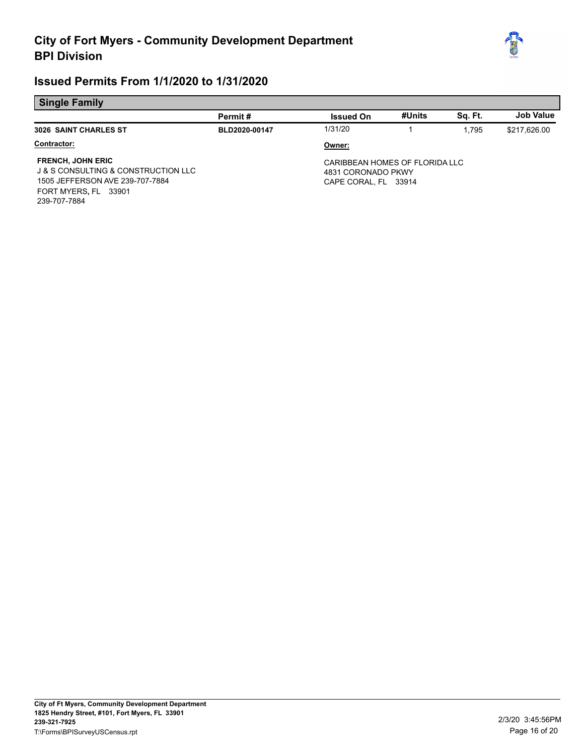# City of Fort Myers - Community Development Department
# BPI Division

## Issued Permits From 1/1/2020 to 1/31/2020

### Single Family

| | Permit # | Issued On | #Units | Sq. Ft. | Job Value |
|---|---|---|---|---|---|
| **3026 SAINT CHARLES ST** | BLD2020-00147 | 1/31/20 | 1 | 1,795 | $217,626.00 |

**Contractor:**

**FRENCH, JOHN ERIC**
J & S CONSULTING & CONSTRUCTION LLC
1505 JEFFERSON AVE 239-707-7884
FORT MYERS, FL 33901
239-707-7884

**Owner:**

CARIBBEAN HOMES OF FLORIDA LLC
4831 CORONADO PKWY
CAPE CORAL, FL 33914

City of Ft Myers, Community Development Department
1825 Hendry Street, #101, Fort Myers, FL 33901
239-321-7925
T:\Forms\BPISurveyUSCensus.rpt

2/3/20 3:45:56PM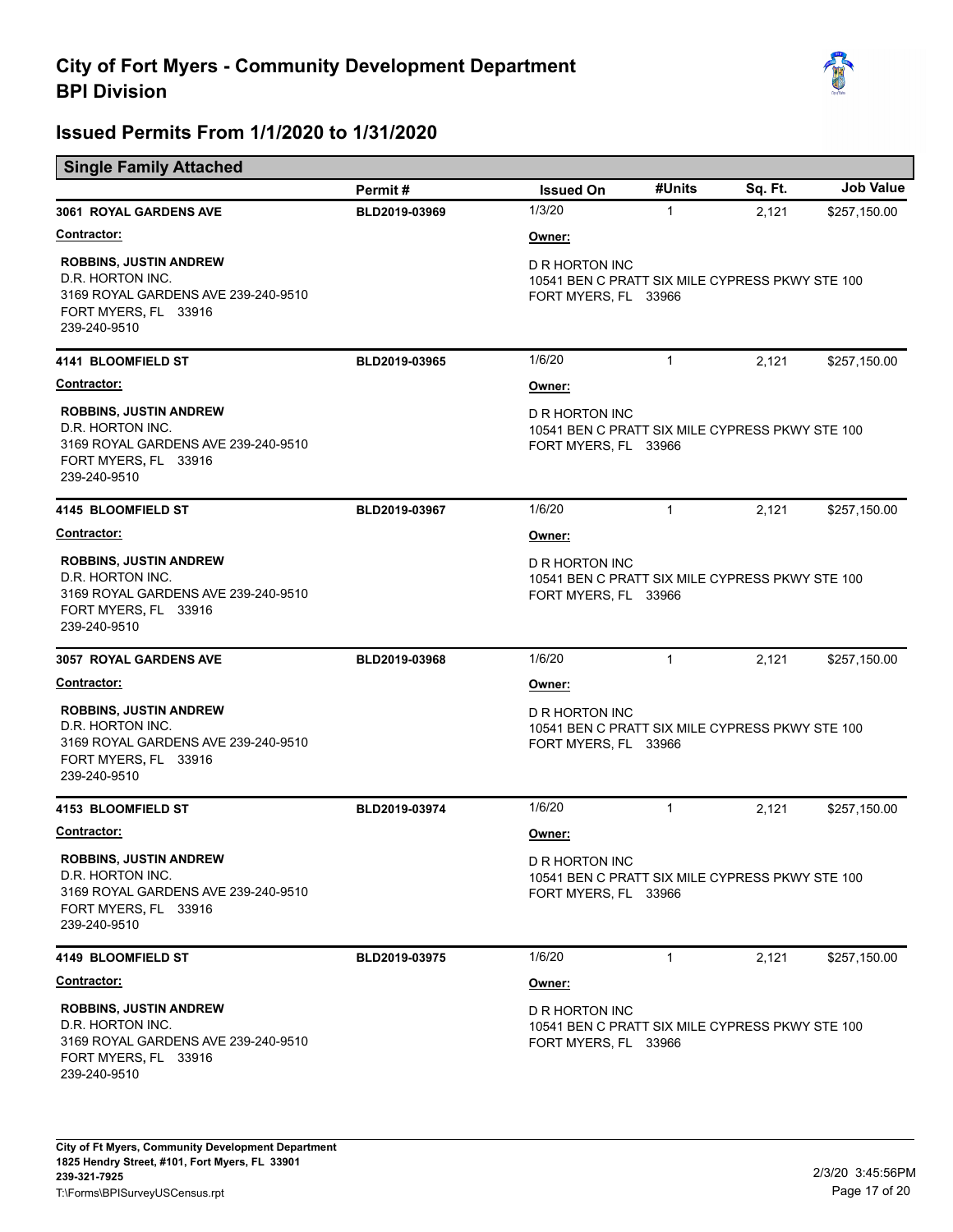# City of Fort Myers - Community Development Department
# BPI Division

## Issued Permits From 1/1/2020 to 1/31/2020

### Single Family Attached

| | Permit # | Issued On | #Units | Sq. Ft. | Job Value |
|---|---|---|---|---|---|
| **3061 ROYAL GARDENS AVE** | **BLD2019-03969** | 1/3/20 | 1 | 2,121 | $257,150.00 |

**Contractor:**
**ROBBINS, JUSTIN ANDREW**
D.R. HORTON INC.
3169 ROYAL GARDENS AVE 239-240-9510
FORT MYERS, FL 33916
239-240-9510

**Owner:**
D R HORTON INC
10541 BEN C PRATT SIX MILE CYPRESS PKWY STE 100
FORT MYERS, FL 33966

| | Permit # | Issued On | #Units | Sq. Ft. | Job Value |
|---|---|---|---|---|---|
| **4141 BLOOMFIELD ST** | **BLD2019-03965** | 1/6/20 | 1 | 2,121 | $257,150.00 |

**Contractor:**
**ROBBINS, JUSTIN ANDREW**
D.R. HORTON INC.
3169 ROYAL GARDENS AVE 239-240-9510
FORT MYERS, FL 33916
239-240-9510

**Owner:**
D R HORTON INC
10541 BEN C PRATT SIX MILE CYPRESS PKWY STE 100
FORT MYERS, FL 33966

| | Permit # | Issued On | #Units | Sq. Ft. | Job Value |
|---|---|---|---|---|---|
| **4145 BLOOMFIELD ST** | **BLD2019-03967** | 1/6/20 | 1 | 2,121 | $257,150.00 |

**Contractor:**
**ROBBINS, JUSTIN ANDREW**
D.R. HORTON INC.
3169 ROYAL GARDENS AVE 239-240-9510
FORT MYERS, FL 33916
239-240-9510

**Owner:**
D R HORTON INC
10541 BEN C PRATT SIX MILE CYPRESS PKWY STE 100
FORT MYERS, FL 33966

| | Permit # | Issued On | #Units | Sq. Ft. | Job Value |
|---|---|---|---|---|---|
| **3057 ROYAL GARDENS AVE** | **BLD2019-03968** | 1/6/20 | 1 | 2,121 | $257,150.00 |

**Contractor:**
**ROBBINS, JUSTIN ANDREW**
D.R. HORTON INC.
3169 ROYAL GARDENS AVE 239-240-9510
FORT MYERS, FL 33916
239-240-9510

**Owner:**
D R HORTON INC
10541 BEN C PRATT SIX MILE CYPRESS PKWY STE 100
FORT MYERS, FL 33966

| | Permit # | Issued On | #Units | Sq. Ft. | Job Value |
|---|---|---|---|---|---|
| **4153 BLOOMFIELD ST** | **BLD2019-03974** | 1/6/20 | 1 | 2,121 | $257,150.00 |

**Contractor:**
**ROBBINS, JUSTIN ANDREW**
D.R. HORTON INC.
3169 ROYAL GARDENS AVE 239-240-9510
FORT MYERS, FL 33916
239-240-9510

**Owner:**
D R HORTON INC
10541 BEN C PRATT SIX MILE CYPRESS PKWY STE 100
FORT MYERS, FL 33966

| | Permit # | Issued On | #Units | Sq. Ft. | Job Value |
|---|---|---|---|---|---|
| **4149 BLOOMFIELD ST** | **BLD2019-03975** | 1/6/20 | 1 | 2,121 | $257,150.00 |

**Contractor:**
**ROBBINS, JUSTIN ANDREW**
D.R. HORTON INC.
3169 ROYAL GARDENS AVE 239-240-9510
FORT MYERS, FL 33916
239-240-9510

**Owner:**
D R HORTON INC
10541 BEN C PRATT SIX MILE CYPRESS PKWY STE 100
FORT MYERS, FL 33966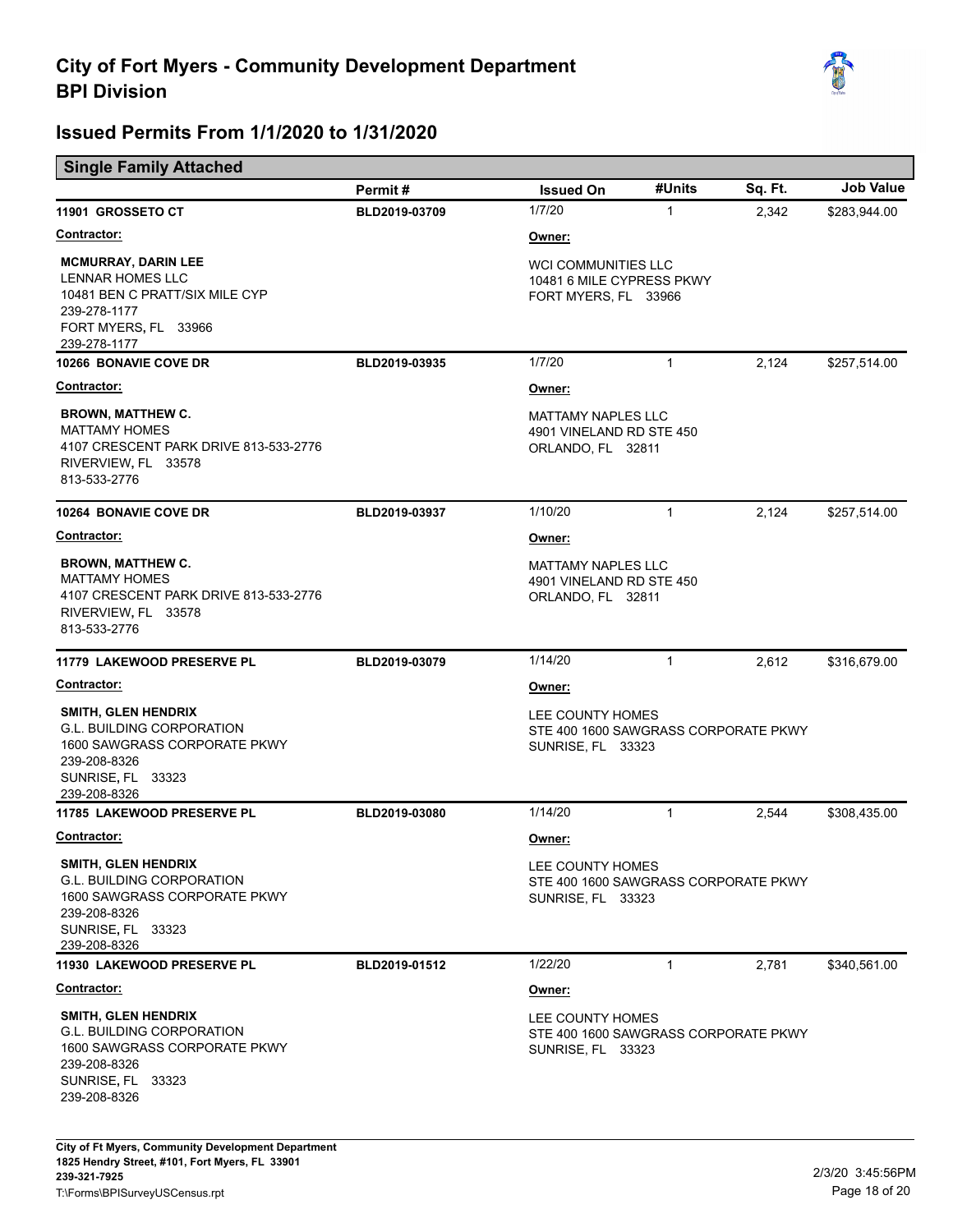# City of Fort Myers - Community Development Department
# BPI Division

## Issued Permits From 1/1/2020 to 1/31/2020

### Single Family Attached

| | Permit # | Issued On | #Units | Sq. Ft. | Job Value |
|---|---|---|---|---|---|
| **11901 GROSSETO CT** | BLD2019-03709 | 1/7/20 | 1 | 2,342 | $283,944.00 |

**Contractor:**
**MCMURRAY, DARIN LEE**
LENNAR HOMES LLC
10481 BEN C PRATT/SIX MILE CYP
239-278-1177
FORT MYERS, FL 33966
239-278-1177

**Owner:**
WCI COMMUNITIES LLC
10481 6 MILE CYPRESS PKWY
FORT MYERS, FL 33966

| | Permit # | Issued On | #Units | Sq. Ft. | Job Value |
|---|---|---|---|---|---|
| **10266 BONAVIE COVE DR** | BLD2019-03935 | 1/7/20 | 1 | 2,124 | $257,514.00 |

**Contractor:**
**BROWN, MATTHEW C.**
MATTAMY HOMES
4107 CRESCENT PARK DRIVE 813-533-2776
RIVERVIEW, FL 33578
813-533-2776

**Owner:**
MATTAMY NAPLES LLC
4901 VINELAND RD STE 450
ORLANDO, FL 32811

| | Permit # | Issued On | #Units | Sq. Ft. | Job Value |
|---|---|---|---|---|---|
| **10264 BONAVIE COVE DR** | BLD2019-03937 | 1/10/20 | 1 | 2,124 | $257,514.00 |

**Contractor:**
**BROWN, MATTHEW C.**
MATTAMY HOMES
4107 CRESCENT PARK DRIVE 813-533-2776
RIVERVIEW, FL 33578
813-533-2776

**Owner:**
MATTAMY NAPLES LLC
4901 VINELAND RD STE 450
ORLANDO, FL 32811

| | Permit # | Issued On | #Units | Sq. Ft. | Job Value |
|---|---|---|---|---|---|
| **11779 LAKEWOOD PRESERVE PL** | BLD2019-03079 | 1/14/20 | 1 | 2,612 | $316,679.00 |

**Contractor:**
**SMITH, GLEN HENDRIX**
G.L. BUILDING CORPORATION
1600 SAWGRASS CORPORATE PKWY
239-208-8326
SUNRISE, FL 33323
239-208-8326

**Owner:**
LEE COUNTY HOMES
STE 400 1600 SAWGRASS CORPORATE PKWY
SUNRISE, FL 33323

| | Permit # | Issued On | #Units | Sq. Ft. | Job Value |
|---|---|---|---|---|---|
| **11785 LAKEWOOD PRESERVE PL** | BLD2019-03080 | 1/14/20 | 1 | 2,544 | $308,435.00 |

**Contractor:**
**SMITH, GLEN HENDRIX**
G.L. BUILDING CORPORATION
1600 SAWGRASS CORPORATE PKWY
239-208-8326
SUNRISE, FL 33323
239-208-8326

**Owner:**
LEE COUNTY HOMES
STE 400 1600 SAWGRASS CORPORATE PKWY
SUNRISE, FL 33323

| | Permit # | Issued On | #Units | Sq. Ft. | Job Value |
|---|---|---|---|---|---|
| **11930 LAKEWOOD PRESERVE PL** | BLD2019-01512 | 1/22/20 | 1 | 2,781 | $340,561.00 |

**Contractor:**
**SMITH, GLEN HENDRIX**
G.L. BUILDING CORPORATION
1600 SAWGRASS CORPORATE PKWY
239-208-8326
SUNRISE, FL 33323
239-208-8326

**Owner:**
LEE COUNTY HOMES
STE 400 1600 SAWGRASS CORPORATE PKWY
SUNRISE, FL 33323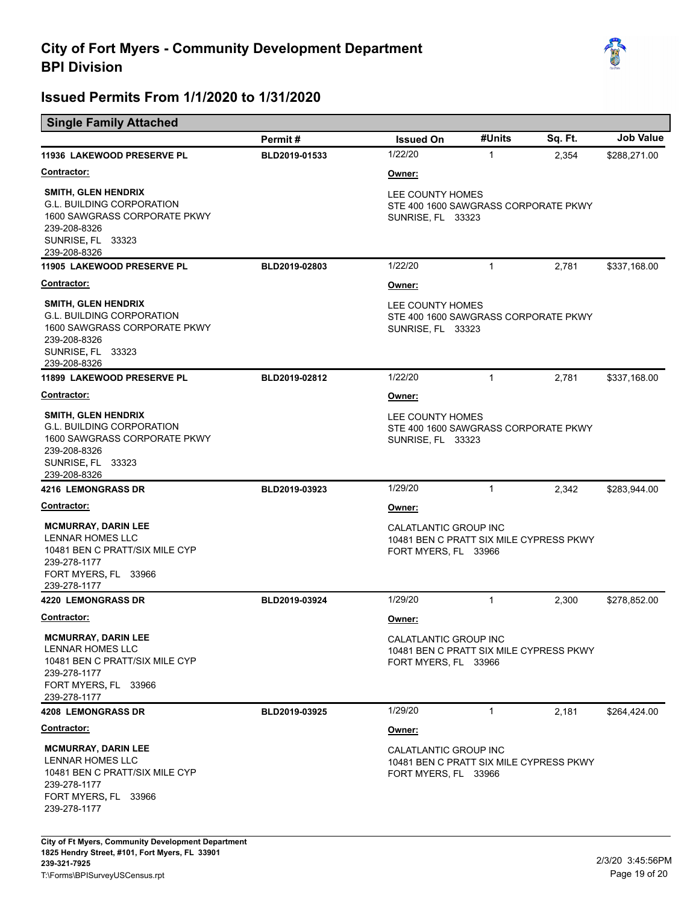# City of Fort Myers - Community Development Department
# BPI Division

## Issued Permits From 1/1/2020 to 1/31/2020

### Single Family Attached

| | Permit # | Issued On | #Units | Sq. Ft. | Job Value |
|---|---|---|---|---|---|
| **11936 LAKEWOOD PRESERVE PL** | **BLD2019-01533** | 1/22/20 | 1 | 2,354 | $288,271.00 |

**Contractor:**

**SMITH, GLEN HENDRIX**
G.L. BUILDING CORPORATION
1600 SAWGRASS CORPORATE PKWY
239-208-8326
SUNRISE, FL 33323
239-208-8326

**Owner:**

LEE COUNTY HOMES
STE 400 1600 SAWGRASS CORPORATE PKWY
SUNRISE, FL 33323

| | Permit # | Issued On | #Units | Sq. Ft. | Job Value |
|---|---|---|---|---|---|
| **11905 LAKEWOOD PRESERVE PL** | **BLD2019-02803** | 1/22/20 | 1 | 2,781 | $337,168.00 |

**Contractor:**

**SMITH, GLEN HENDRIX**
G.L. BUILDING CORPORATION
1600 SAWGRASS CORPORATE PKWY
239-208-8326
SUNRISE, FL 33323
239-208-8326

**Owner:**

LEE COUNTY HOMES
STE 400 1600 SAWGRASS CORPORATE PKWY
SUNRISE, FL 33323

| | Permit # | Issued On | #Units | Sq. Ft. | Job Value |
|---|---|---|---|---|---|
| **11899 LAKEWOOD PRESERVE PL** | **BLD2019-02812** | 1/22/20 | 1 | 2,781 | $337,168.00 |

**Contractor:**

**SMITH, GLEN HENDRIX**
G.L. BUILDING CORPORATION
1600 SAWGRASS CORPORATE PKWY
239-208-8326
SUNRISE, FL 33323
239-208-8326

**Owner:**

LEE COUNTY HOMES
STE 400 1600 SAWGRASS CORPORATE PKWY
SUNRISE, FL 33323

| | Permit # | Issued On | #Units | Sq. Ft. | Job Value |
|---|---|---|---|---|---|
| **4216 LEMONGRASS DR** | **BLD2019-03923** | 1/29/20 | 1 | 2,342 | $283,944.00 |

**Contractor:**

**MCMURRAY, DARIN LEE**
LENNAR HOMES LLC
10481 BEN C PRATT/SIX MILE CYP
239-278-1177
FORT MYERS, FL 33966
239-278-1177

**Owner:**

CALATLANTIC GROUP INC
10481 BEN C PRATT SIX MILE CYPRESS PKWY
FORT MYERS, FL 33966

| | Permit # | Issued On | #Units | Sq. Ft. | Job Value |
|---|---|---|---|---|---|
| **4220 LEMONGRASS DR** | **BLD2019-03924** | 1/29/20 | 1 | 2,300 | $278,852.00 |

**Contractor:**

**MCMURRAY, DARIN LEE**
LENNAR HOMES LLC
10481 BEN C PRATT/SIX MILE CYP
239-278-1177
FORT MYERS, FL 33966
239-278-1177

**Owner:**

CALATLANTIC GROUP INC
10481 BEN C PRATT SIX MILE CYPRESS PKWY
FORT MYERS, FL 33966

| | Permit # | Issued On | #Units | Sq. Ft. | Job Value |
|---|---|---|---|---|---|
| **4208 LEMONGRASS DR** | **BLD2019-03925** | 1/29/20 | 1 | 2,181 | $264,424.00 |

**Contractor:**

**MCMURRAY, DARIN LEE**
LENNAR HOMES LLC
10481 BEN C PRATT/SIX MILE CYP
239-278-1177
FORT MYERS, FL 33966
239-278-1177

**Owner:**

CALATLANTIC GROUP INC
10481 BEN C PRATT SIX MILE CYPRESS PKWY
FORT MYERS, FL 33966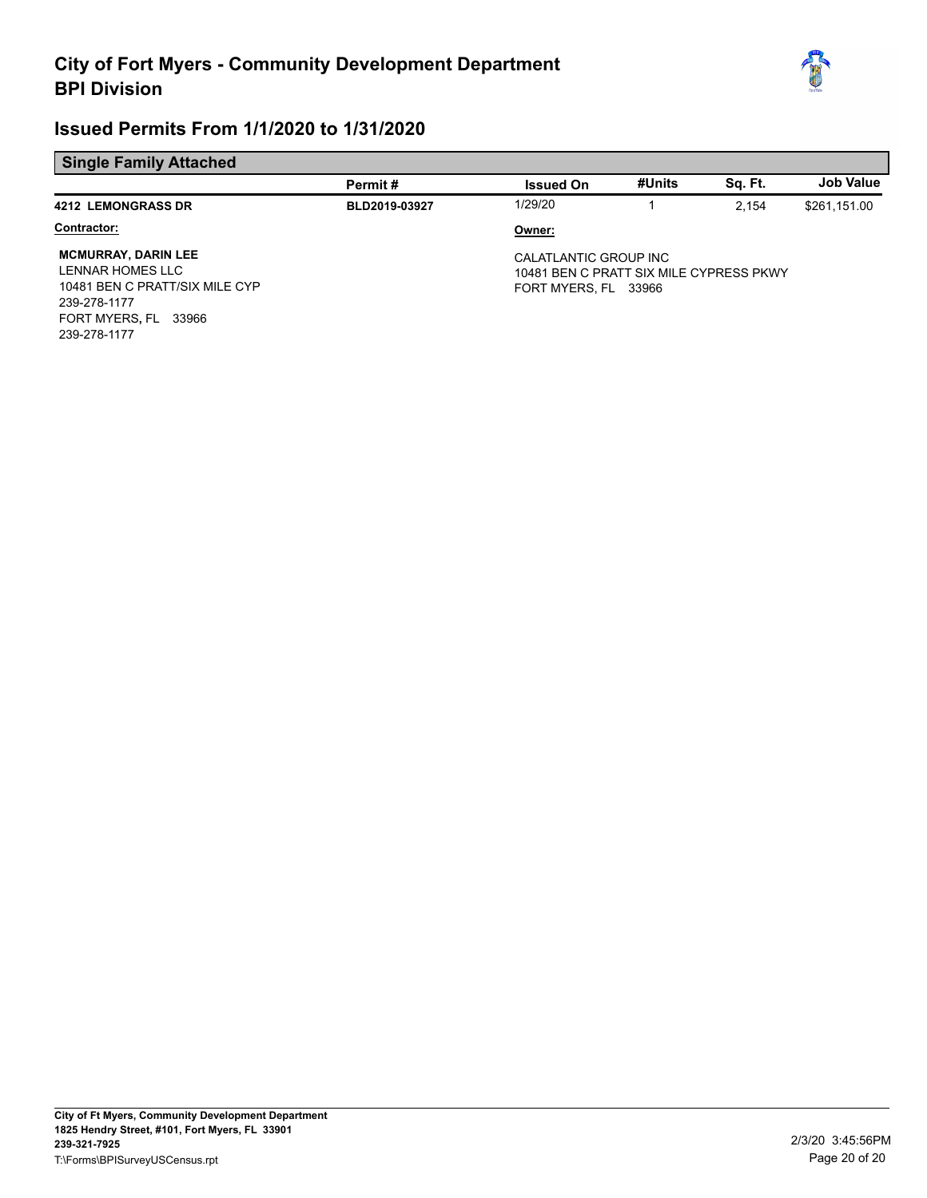# City of Fort Myers - Community Development Department
## BPI Division

## Issued Permits From 1/1/2020 to 1/31/2020

### Single Family Attached

| | Permit # | Issued On | #Units | Sq. Ft. | Job Value |
|---|---|---|---|---|---|
| **4212 LEMONGRASS DR** | **BLD2019-03927** | 1/29/20 | 1 | 2,154 | $261,151.00 |

**Contractor:**

**MCMURRAY, DARIN LEE**
LENNAR HOMES LLC
10481 BEN C PRATT/SIX MILE CYP
239-278-1177
FORT MYERS, FL 33966
239-278-1177

**Owner:**

CALATLANTIC GROUP INC
10481 BEN C PRATT SIX MILE CYPRESS PKWY
FORT MYERS, FL 33966

**City of Ft Myers, Community Development Department**
**1825 Hendry Street, #101, Fort Myers, FL 33901**
**239-321-7925**
T:\Forms\BPISurveyUSCensus.rpt

2/3/20 3:45:56PM